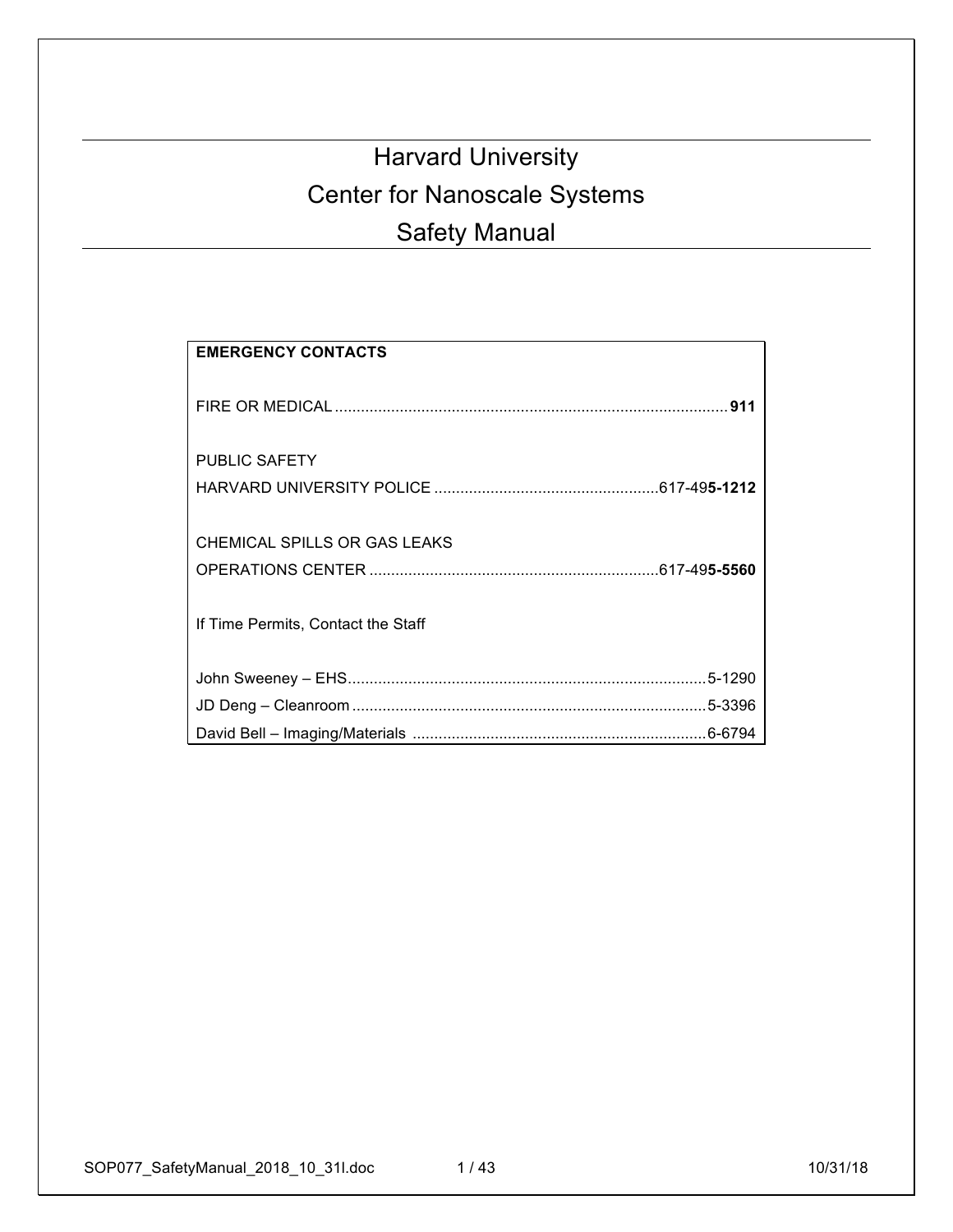# Harvard University
# Center for Nanoscale Systems
# Safety Manual

**EMERGENCY CONTACTS**

FIRE OR MEDICAL .......... **911**

PUBLIC SAFETY
HARVARD UNIVERSITY POLICE .......... 617-49**5-1212**

CHEMICAL SPILLS OR GAS LEAKS
OPERATIONS CENTER .......... 617-49**5-5560**

If Time Permits, Contact the Staff

John Sweeney – EHS .......... 5-1290
JD Deng – Cleanroom .......... 5-3396
David Bell – Imaging/Materials .......... 6-6794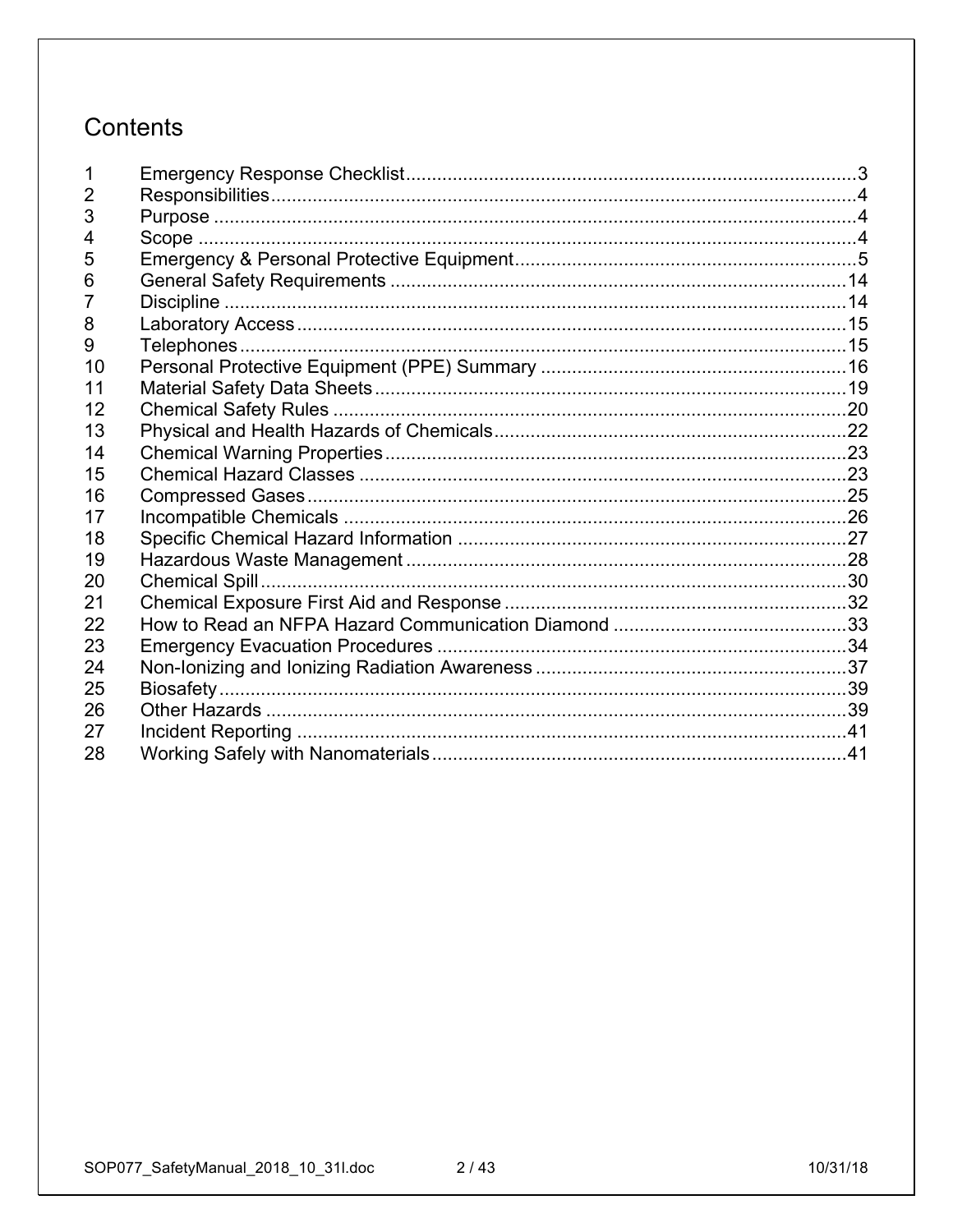# Contents

| | | |
|---|---|---|
| 1 | Emergency Response Checklist | 3 |
| 2 | Responsibilities | 4 |
| 3 | Purpose | 4 |
| 4 | Scope | 4 |
| 5 | Emergency & Personal Protective Equipment | 5 |
| 6 | General Safety Requirements | 14 |
| 7 | Discipline | 14 |
| 8 | Laboratory Access | 15 |
| 9 | Telephones | 15 |
| 10 | Personal Protective Equipment (PPE) Summary | 16 |
| 11 | Material Safety Data Sheets | 19 |
| 12 | Chemical Safety Rules | 20 |
| 13 | Physical and Health Hazards of Chemicals | 22 |
| 14 | Chemical Warning Properties | 23 |
| 15 | Chemical Hazard Classes | 23 |
| 16 | Compressed Gases | 25 |
| 17 | Incompatible Chemicals | 26 |
| 18 | Specific Chemical Hazard Information | 27 |
| 19 | Hazardous Waste Management | 28 |
| 20 | Chemical Spill | 30 |
| 21 | Chemical Exposure First Aid and Response | 32 |
| 22 | How to Read an NFPA Hazard Communication Diamond | 33 |
| 23 | Emergency Evacuation Procedures | 34 |
| 24 | Non-Ionizing and Ionizing Radiation Awareness | 37 |
| 25 | Biosafety | 39 |
| 26 | Other Hazards | 39 |
| 27 | Incident Reporting | 41 |
| 28 | Working Safely with Nanomaterials | 41 |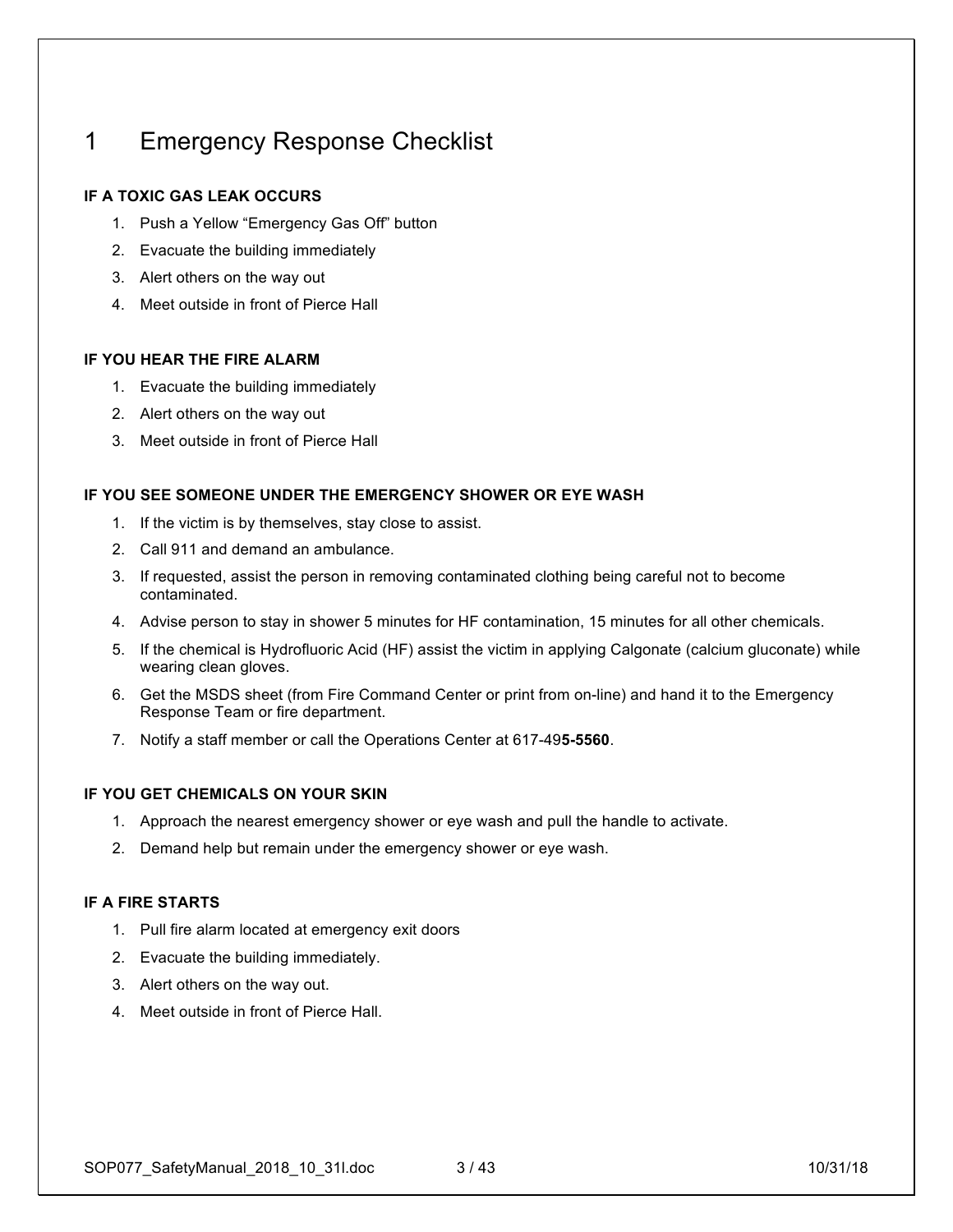# 1 Emergency Response Checklist

**IF A TOXIC GAS LEAK OCCURS**

1. Push a Yellow “Emergency Gas Off” button
2. Evacuate the building immediately
3. Alert others on the way out
4. Meet outside in front of Pierce Hall

**IF YOU HEAR THE FIRE ALARM**

1. Evacuate the building immediately
2. Alert others on the way out
3. Meet outside in front of Pierce Hall

**IF YOU SEE SOMEONE UNDER THE EMERGENCY SHOWER OR EYE WASH**

1. If the victim is by themselves, stay close to assist.
2. Call 911 and demand an ambulance.
3. If requested, assist the person in removing contaminated clothing being careful not to become contaminated.
4. Advise person to stay in shower 5 minutes for HF contamination, 15 minutes for all other chemicals.
5. If the chemical is Hydrofluoric Acid (HF) assist the victim in applying Calgonate (calcium gluconate) while wearing clean gloves.
6. Get the MSDS sheet (from Fire Command Center or print from on-line) and hand it to the Emergency Response Team or fire department.
7. Notify a staff member or call the Operations Center at 617-49**5-5560**.

**IF YOU GET CHEMICALS ON YOUR SKIN**

1. Approach the nearest emergency shower or eye wash and pull the handle to activate.
2. Demand help but remain under the emergency shower or eye wash.

**IF A FIRE STARTS**

1. Pull fire alarm located at emergency exit doors
2. Evacuate the building immediately.
3. Alert others on the way out.
4. Meet outside in front of Pierce Hall.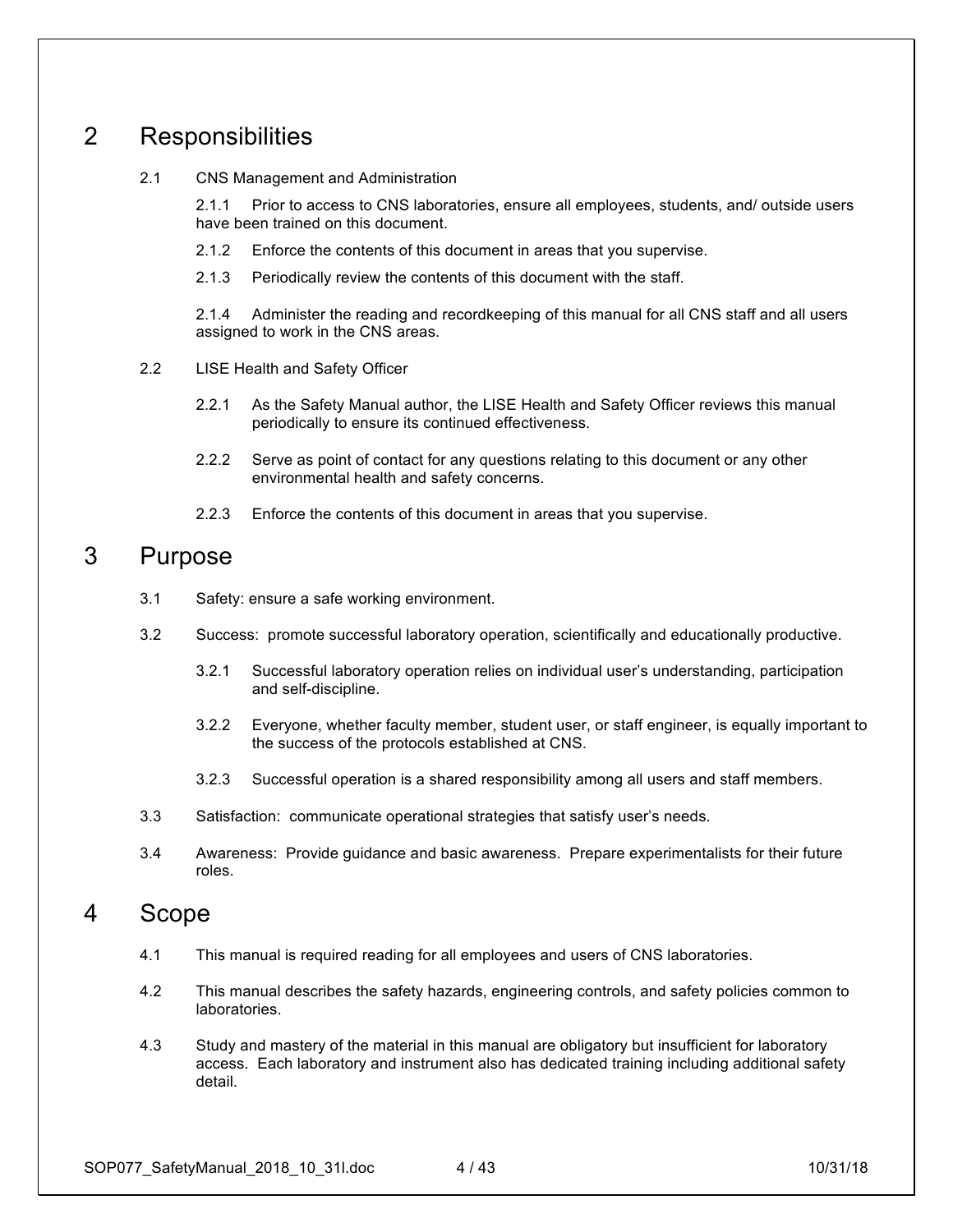# 2 Responsibilities

2.1 CNS Management and Administration

2.1.1 Prior to access to CNS laboratories, ensure all employees, students, and/ outside users have been trained on this document.

2.1.2 Enforce the contents of this document in areas that you supervise.

2.1.3 Periodically review the contents of this document with the staff.

2.1.4 Administer the reading and recordkeeping of this manual for all CNS staff and all users assigned to work in the CNS areas.

2.2 LISE Health and Safety Officer

2.2.1 As the Safety Manual author, the LISE Health and Safety Officer reviews this manual periodically to ensure its continued effectiveness.

2.2.2 Serve as point of contact for any questions relating to this document or any other environmental health and safety concerns.

2.2.3 Enforce the contents of this document in areas that you supervise.

# 3 Purpose

3.1 Safety: ensure a safe working environment.

3.2 Success: promote successful laboratory operation, scientifically and educationally productive.

3.2.1 Successful laboratory operation relies on individual user's understanding, participation and self-discipline.

3.2.2 Everyone, whether faculty member, student user, or staff engineer, is equally important to the success of the protocols established at CNS.

3.2.3 Successful operation is a shared responsibility among all users and staff members.

3.3 Satisfaction: communicate operational strategies that satisfy user's needs.

3.4 Awareness: Provide guidance and basic awareness. Prepare experimentalists for their future roles.

# 4 Scope

4.1 This manual is required reading for all employees and users of CNS laboratories.

4.2 This manual describes the safety hazards, engineering controls, and safety policies common to laboratories.

4.3 Study and mastery of the material in this manual are obligatory but insufficient for laboratory access. Each laboratory and instrument also has dedicated training including additional safety detail.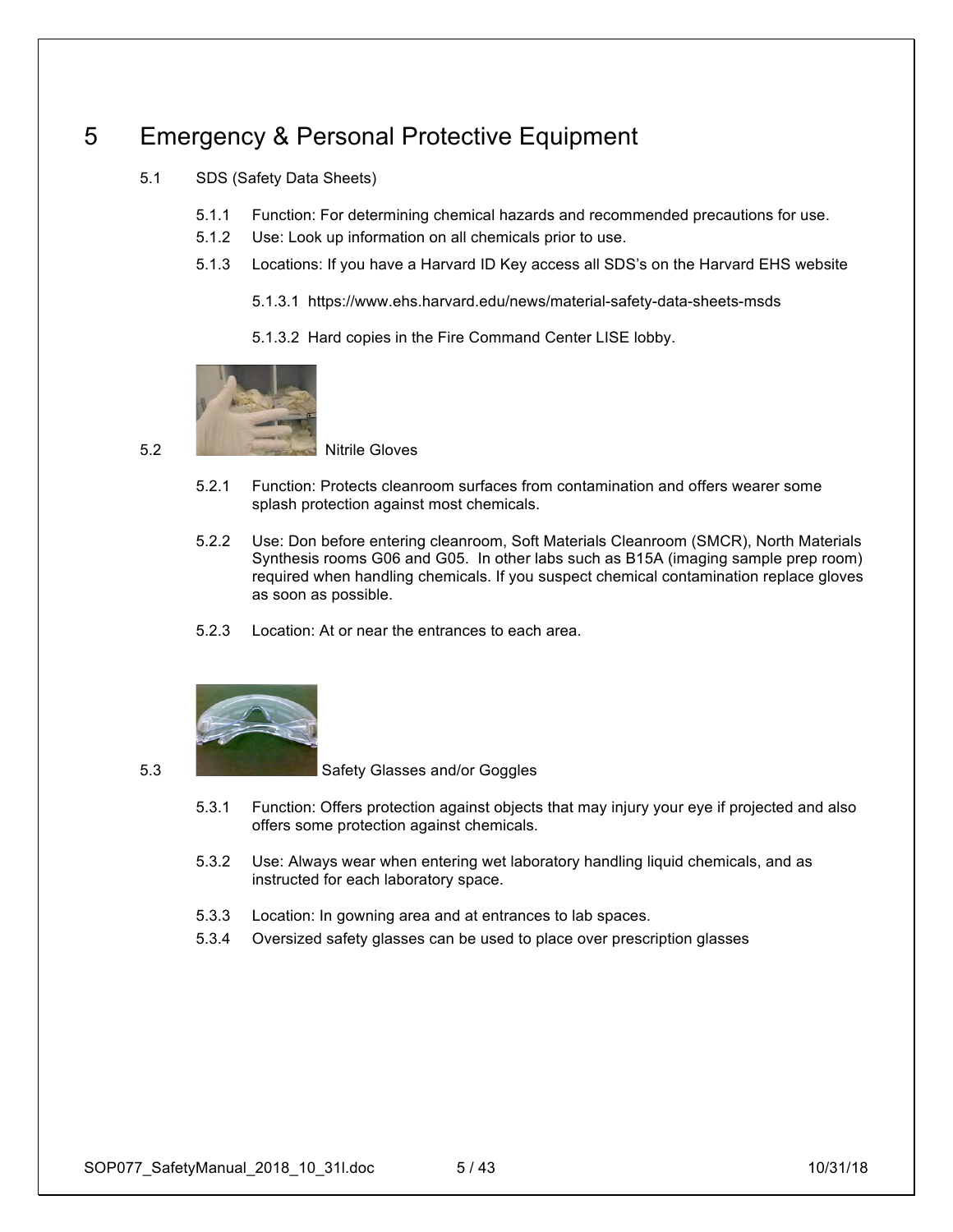# 5 Emergency & Personal Protective Equipment

5.1 SDS (Safety Data Sheets)

5.1.1 Function: For determining chemical hazards and recommended precautions for use.

5.1.2 Use: Look up information on all chemicals prior to use.

5.1.3 Locations: If you have a Harvard ID Key access all SDS's on the Harvard EHS website

5.1.3.1 https://www.ehs.harvard.edu/news/material-safety-data-sheets-msds

5.1.3.2 Hard copies in the Fire Command Center LISE lobby.

5.2 Nitrile Gloves

5.2.1 Function: Protects cleanroom surfaces from contamination and offers wearer some splash protection against most chemicals.

5.2.2 Use: Don before entering cleanroom, Soft Materials Cleanroom (SMCR), North Materials Synthesis rooms G06 and G05. In other labs such as B15A (imaging sample prep room) required when handling chemicals. If you suspect chemical contamination replace gloves as soon as possible.

5.2.3 Location: At or near the entrances to each area.

5.3 Safety Glasses and/or Goggles

5.3.1 Function: Offers protection against objects that may injury your eye if projected and also offers some protection against chemicals.

5.3.2 Use: Always wear when entering wet laboratory handling liquid chemicals, and as instructed for each laboratory space.

5.3.3 Location: In gowning area and at entrances to lab spaces.

5.3.4 Oversized safety glasses can be used to place over prescription glasses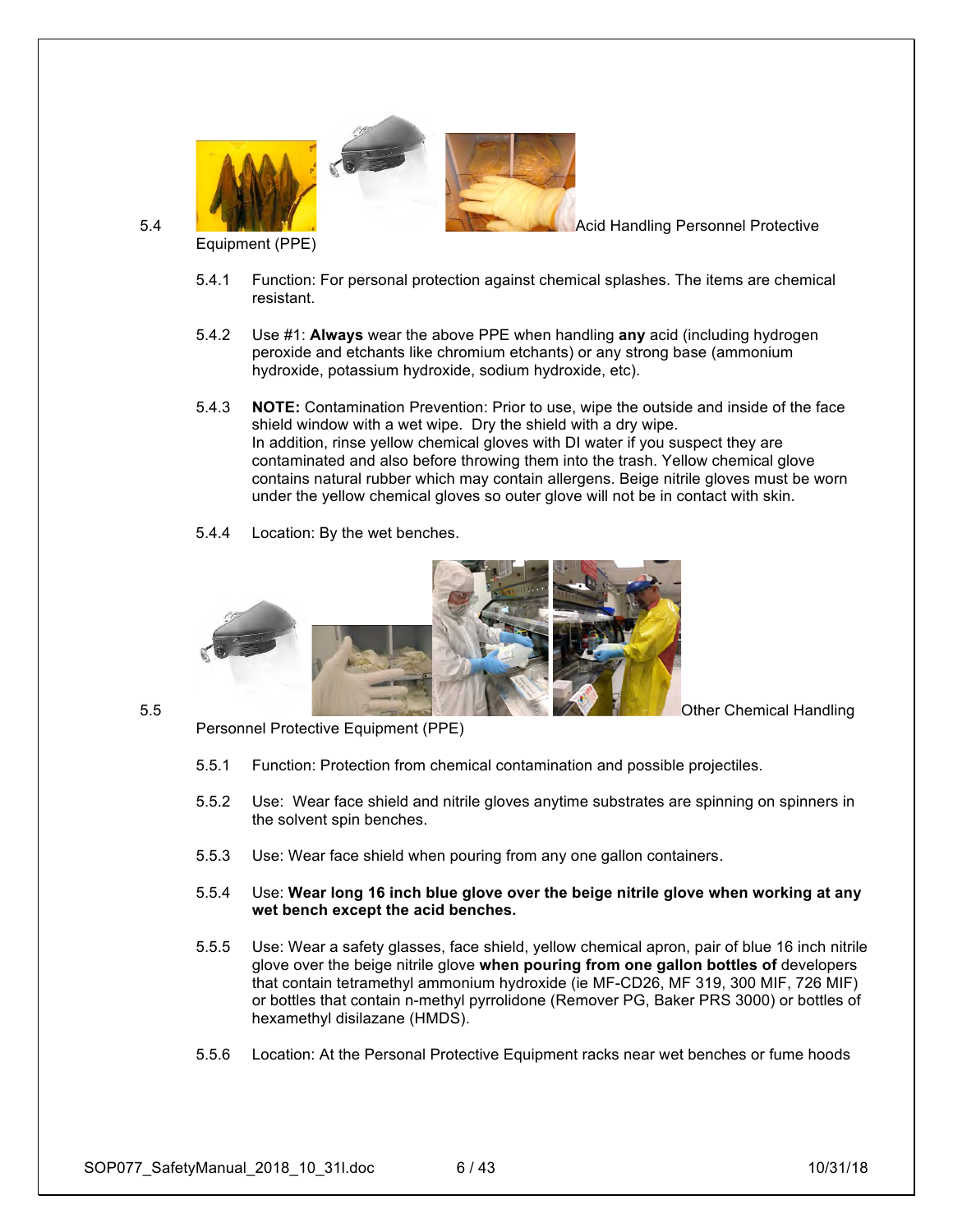5.4 Acid Handling Personnel Protective Equipment (PPE)

5.4.1 Function: For personal protection against chemical splashes. The items are chemical resistant.

5.4.2 Use #1: **Always** wear the above PPE when handling **any** acid (including hydrogen peroxide and etchants like chromium etchants) or any strong base (ammonium hydroxide, potassium hydroxide, sodium hydroxide, etc).

5.4.3 **NOTE:** Contamination Prevention: Prior to use, wipe the outside and inside of the face shield window with a wet wipe. Dry the shield with a dry wipe.
In addition, rinse yellow chemical gloves with DI water if you suspect they are contaminated and also before throwing them into the trash. Yellow chemical glove contains natural rubber which may contain allergens. Beige nitrile gloves must be worn under the yellow chemical gloves so outer glove will not be in contact with skin.

5.4.4 Location: By the wet benches.

5.5 Other Chemical Handling Personnel Protective Equipment (PPE)

5.5.1 Function: Protection from chemical contamination and possible projectiles.

5.5.2 Use: Wear face shield and nitrile gloves anytime substrates are spinning on spinners in the solvent spin benches.

5.5.3 Use: Wear face shield when pouring from any one gallon containers.

5.5.4 Use: **Wear long 16 inch blue glove over the beige nitrile glove when working at any wet bench except the acid benches.**

5.5.5 Use: Wear a safety glasses, face shield, yellow chemical apron, pair of blue 16 inch nitrile glove over the beige nitrile glove **when pouring from one gallon bottles of** developers that contain tetramethyl ammonium hydroxide (ie MF-CD26, MF 319, 300 MIF, 726 MIF) or bottles that contain n-methyl pyrrolidone (Remover PG, Baker PRS 3000) or bottles of hexamethyl disilazane (HMDS).

5.5.6 Location: At the Personal Protective Equipment racks near wet benches or fume hoods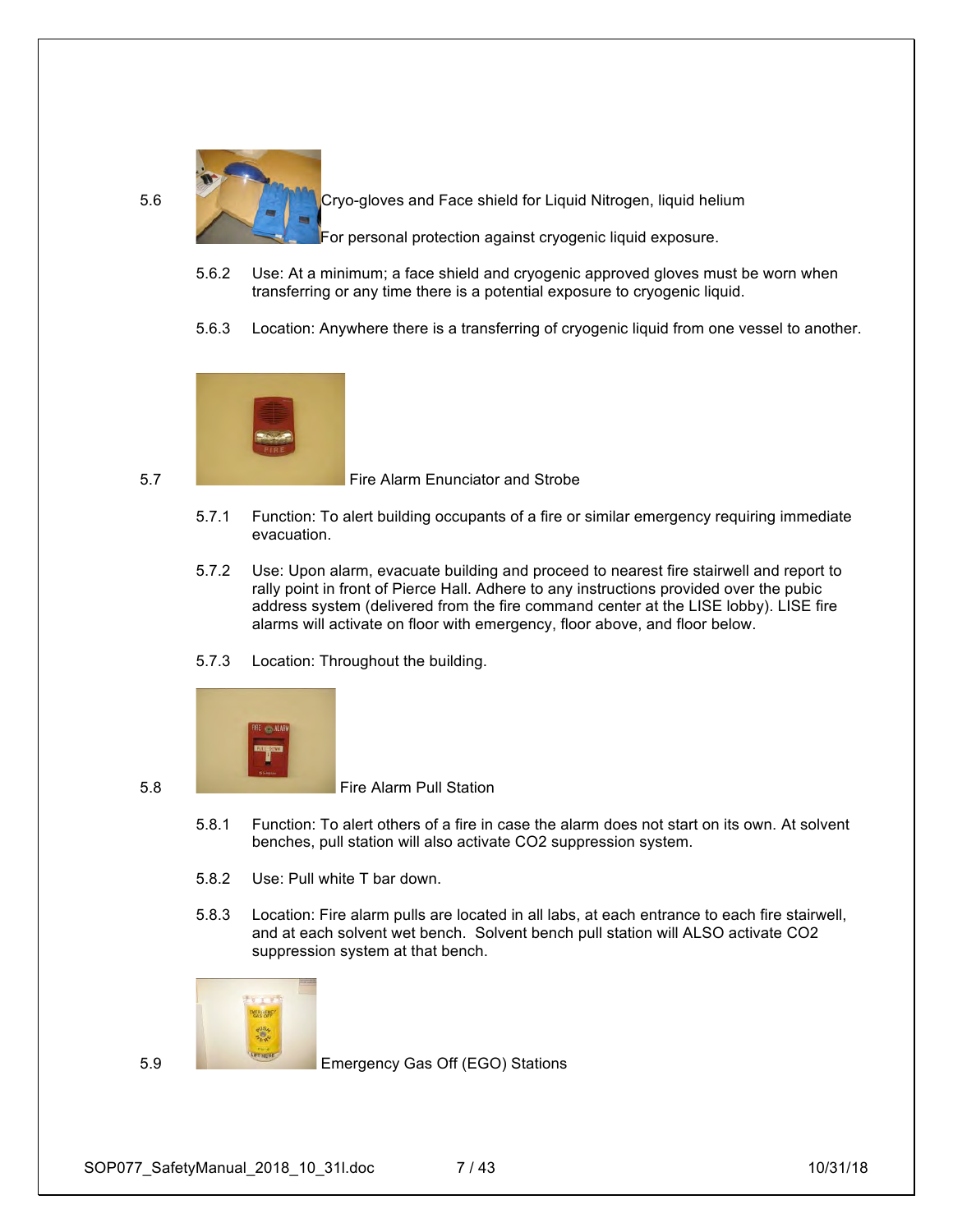5.6 Cryo-gloves and Face shield for Liquid Nitrogen, liquid helium

For personal protection against cryogenic liquid exposure.

5.6.2 Use: At a minimum; a face shield and cryogenic approved gloves must be worn when transferring or any time there is a potential exposure to cryogenic liquid.

5.6.3 Location: Anywhere there is a transferring of cryogenic liquid from one vessel to another.

5.7 Fire Alarm Enunciator and Strobe

5.7.1 Function: To alert building occupants of a fire or similar emergency requiring immediate evacuation.

5.7.2 Use: Upon alarm, evacuate building and proceed to nearest fire stairwell and report to rally point in front of Pierce Hall. Adhere to any instructions provided over the pubic address system (delivered from the fire command center at the LISE lobby). LISE fire alarms will activate on floor with emergency, floor above, and floor below.

5.7.3 Location: Throughout the building.

5.8 Fire Alarm Pull Station

5.8.1 Function: To alert others of a fire in case the alarm does not start on its own. At solvent benches, pull station will also activate CO2 suppression system.

5.8.2 Use: Pull white T bar down.

5.8.3 Location: Fire alarm pulls are located in all labs, at each entrance to each fire stairwell, and at each solvent wet bench. Solvent bench pull station will ALSO activate CO2 suppression system at that bench.

5.9 Emergency Gas Off (EGO) Stations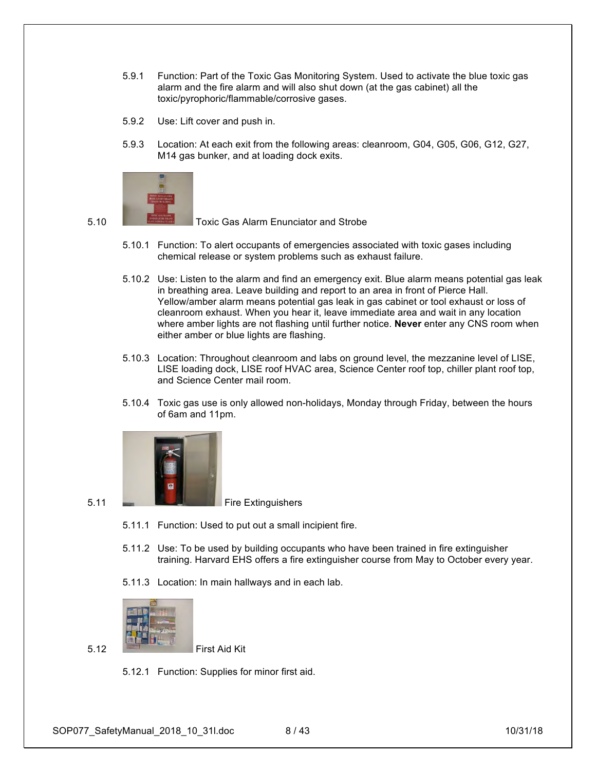5.9.1 Function: Part of the Toxic Gas Monitoring System. Used to activate the blue toxic gas alarm and the fire alarm and will also shut down (at the gas cabinet) all the toxic/pyrophoric/flammable/corrosive gases.

5.9.2 Use: Lift cover and push in.

5.9.3 Location: At each exit from the following areas: cleanroom, G04, G05, G06, G12, G27, M14 gas bunker, and at loading dock exits.

5.10 Toxic Gas Alarm Enunciator and Strobe

5.10.1 Function: To alert occupants of emergencies associated with toxic gases including chemical release or system problems such as exhaust failure.

5.10.2 Use: Listen to the alarm and find an emergency exit. Blue alarm means potential gas leak in breathing area. Leave building and report to an area in front of Pierce Hall. Yellow/amber alarm means potential gas leak in gas cabinet or tool exhaust or loss of cleanroom exhaust. When you hear it, leave immediate area and wait in any location where amber lights are not flashing until further notice. **Never** enter any CNS room when either amber or blue lights are flashing.

5.10.3 Location: Throughout cleanroom and labs on ground level, the mezzanine level of LISE, LISE loading dock, LISE roof HVAC area, Science Center roof top, chiller plant roof top, and Science Center mail room.

5.10.4 Toxic gas use is only allowed non-holidays, Monday through Friday, between the hours of 6am and 11pm.

5.11 Fire Extinguishers

5.11.1 Function: Used to put out a small incipient fire.

5.11.2 Use: To be used by building occupants who have been trained in fire extinguisher training. Harvard EHS offers a fire extinguisher course from May to October every year.

5.11.3 Location: In main hallways and in each lab.

5.12 First Aid Kit

5.12.1 Function: Supplies for minor first aid.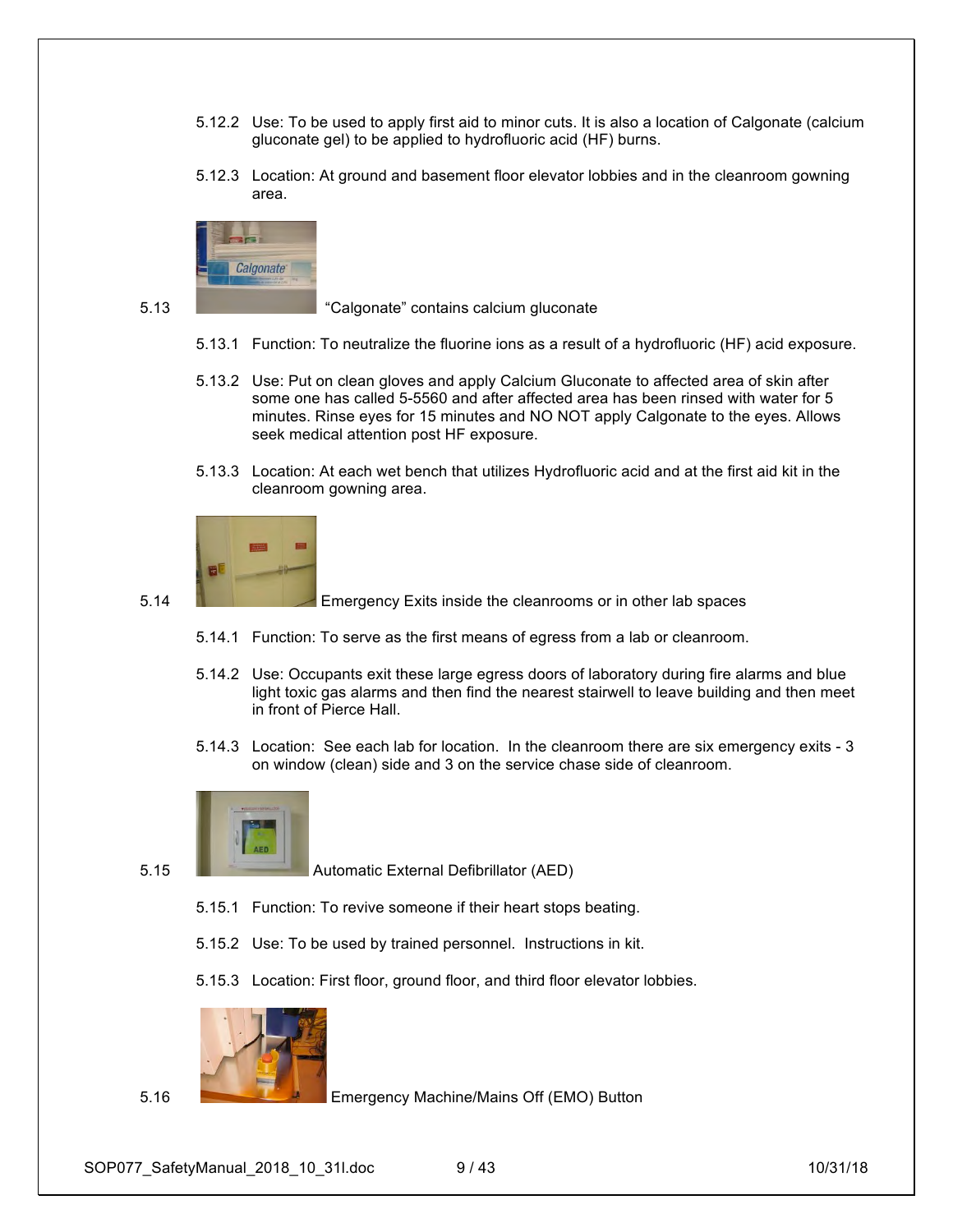5.12.2 Use: To be used to apply first aid to minor cuts. It is also a location of Calgonate (calcium gluconate gel) to be applied to hydrofluoric acid (HF) burns.

5.12.3 Location: At ground and basement floor elevator lobbies and in the cleanroom gowning area.

5.13 "Calgonate" contains calcium gluconate

5.13.1 Function: To neutralize the fluorine ions as a result of a hydrofluoric (HF) acid exposure.

5.13.2 Use: Put on clean gloves and apply Calcium Gluconate to affected area of skin after some one has called 5-5560 and after affected area has been rinsed with water for 5 minutes. Rinse eyes for 15 minutes and NO NOT apply Calgonate to the eyes. Allows seek medical attention post HF exposure.

5.13.3 Location: At each wet bench that utilizes Hydrofluoric acid and at the first aid kit in the cleanroom gowning area.

5.14 Emergency Exits inside the cleanrooms or in other lab spaces

5.14.1 Function: To serve as the first means of egress from a lab or cleanroom.

5.14.2 Use: Occupants exit these large egress doors of laboratory during fire alarms and blue light toxic gas alarms and then find the nearest stairwell to leave building and then meet in front of Pierce Hall.

5.14.3 Location: See each lab for location. In the cleanroom there are six emergency exits - 3 on window (clean) side and 3 on the service chase side of cleanroom.

5.15 Automatic External Defibrillator (AED)

5.15.1 Function: To revive someone if their heart stops beating.

5.15.2 Use: To be used by trained personnel. Instructions in kit.

5.15.3 Location: First floor, ground floor, and third floor elevator lobbies.

5.16 Emergency Machine/Mains Off (EMO) Button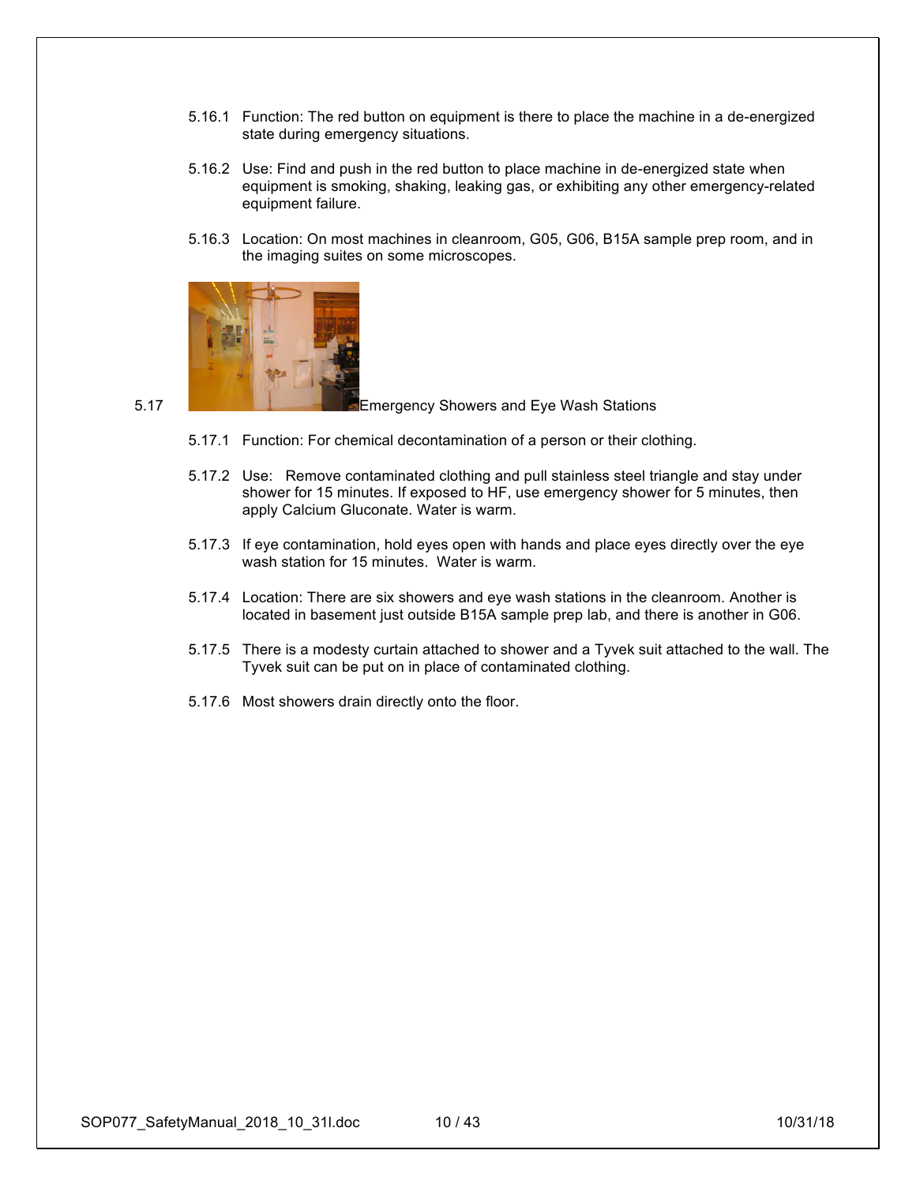5.16.1 Function: The red button on equipment is there to place the machine in a de-energized state during emergency situations.

5.16.2 Use: Find and push in the red button to place machine in de-energized state when equipment is smoking, shaking, leaking gas, or exhibiting any other emergency-related equipment failure.

5.16.3 Location: On most machines in cleanroom, G05, G06, B15A sample prep room, and in the imaging suites on some microscopes.

5.17 Emergency Showers and Eye Wash Stations

5.17.1 Function: For chemical decontamination of a person or their clothing.

5.17.2 Use: Remove contaminated clothing and pull stainless steel triangle and stay under shower for 15 minutes. If exposed to HF, use emergency shower for 5 minutes, then apply Calcium Gluconate. Water is warm.

5.17.3 If eye contamination, hold eyes open with hands and place eyes directly over the eye wash station for 15 minutes. Water is warm.

5.17.4 Location: There are six showers and eye wash stations in the cleanroom. Another is located in basement just outside B15A sample prep lab, and there is another in G06.

5.17.5 There is a modesty curtain attached to shower and a Tyvek suit attached to the wall. The Tyvek suit can be put on in place of contaminated clothing.

5.17.6 Most showers drain directly onto the floor.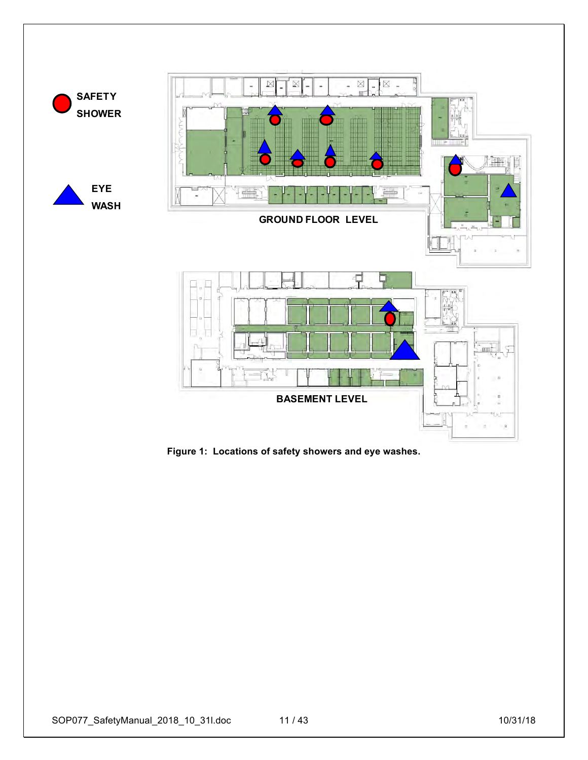Figure 1: Locations of safety showers and eye washes.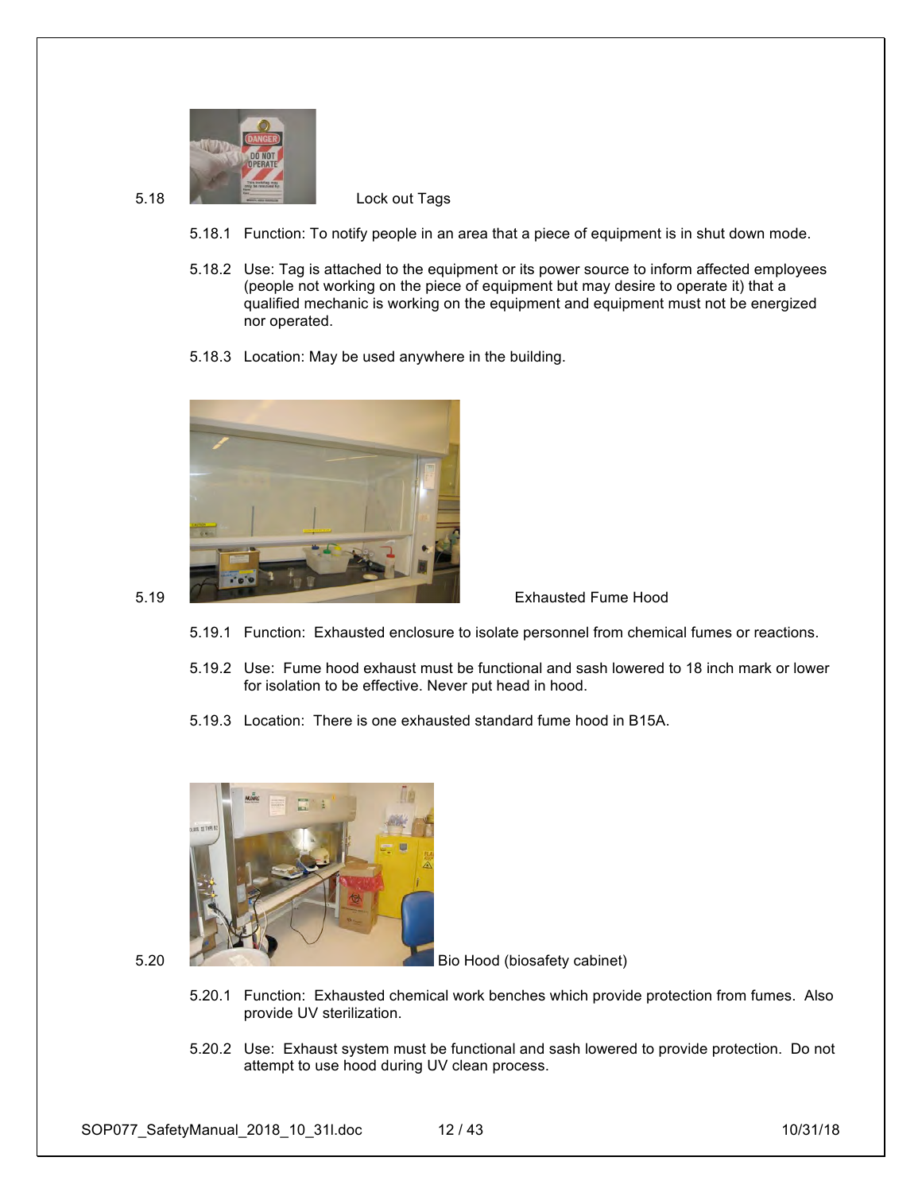5.18 Lock out Tags

5.18.1 Function: To notify people in an area that a piece of equipment is in shut down mode.

5.18.2 Use: Tag is attached to the equipment or its power source to inform affected employees (people not working on the piece of equipment but may desire to operate it) that a qualified mechanic is working on the equipment and equipment must not be energized nor operated.

5.18.3 Location: May be used anywhere in the building.

5.19 Exhausted Fume Hood

5.19.1 Function: Exhausted enclosure to isolate personnel from chemical fumes or reactions.

5.19.2 Use: Fume hood exhaust must be functional and sash lowered to 18 inch mark or lower for isolation to be effective. Never put head in hood.

5.19.3 Location: There is one exhausted standard fume hood in B15A.

5.20 Bio Hood (biosafety cabinet)

5.20.1 Function: Exhausted chemical work benches which provide protection from fumes. Also provide UV sterilization.

5.20.2 Use: Exhaust system must be functional and sash lowered to provide protection. Do not attempt to use hood during UV clean process.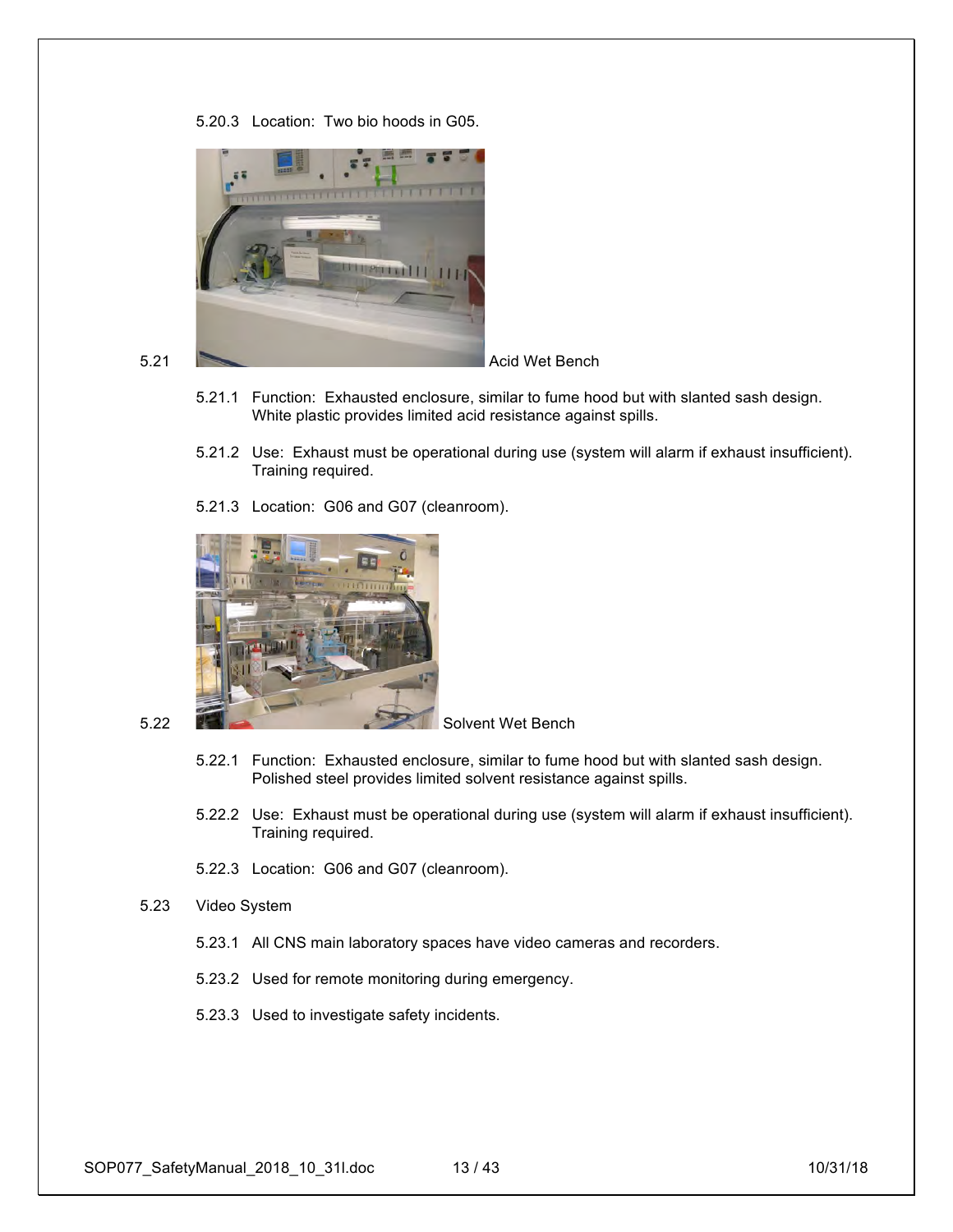5.20.3 Location: Two bio hoods in G05.

5.21 Acid Wet Bench

5.21.1 Function: Exhausted enclosure, similar to fume hood but with slanted sash design. White plastic provides limited acid resistance against spills.

5.21.2 Use: Exhaust must be operational during use (system will alarm if exhaust insufficient). Training required.

5.21.3 Location: G06 and G07 (cleanroom).

5.22 Solvent Wet Bench

5.22.1 Function: Exhausted enclosure, similar to fume hood but with slanted sash design. Polished steel provides limited solvent resistance against spills.

5.22.2 Use: Exhaust must be operational during use (system will alarm if exhaust insufficient). Training required.

5.22.3 Location: G06 and G07 (cleanroom).

5.23 Video System

5.23.1 All CNS main laboratory spaces have video cameras and recorders.

5.23.2 Used for remote monitoring during emergency.

5.23.3 Used to investigate safety incidents.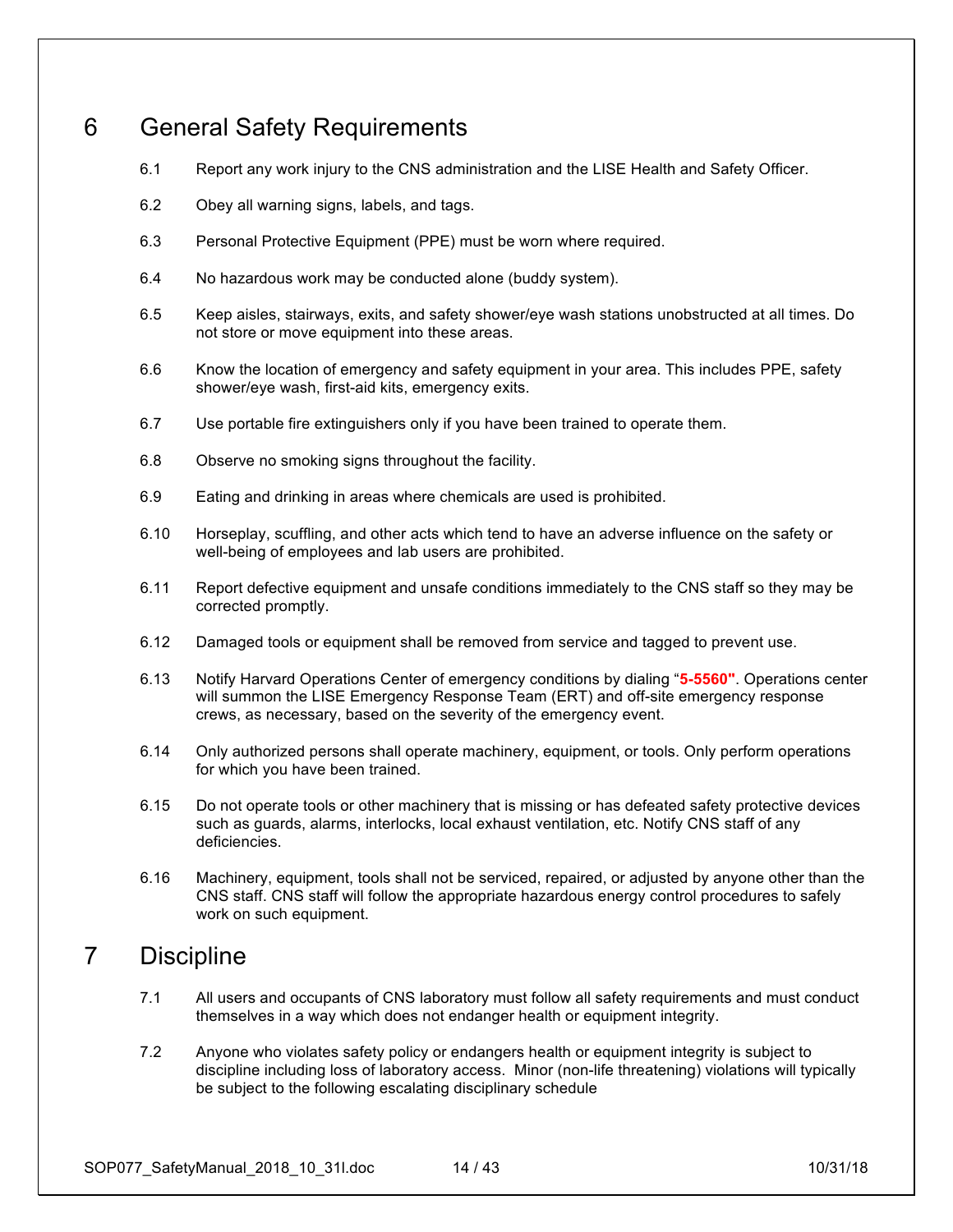# 6 General Safety Requirements

6.1 Report any work injury to the CNS administration and the LISE Health and Safety Officer.

6.2 Obey all warning signs, labels, and tags.

6.3 Personal Protective Equipment (PPE) must be worn where required.

6.4 No hazardous work may be conducted alone (buddy system).

6.5 Keep aisles, stairways, exits, and safety shower/eye wash stations unobstructed at all times. Do not store or move equipment into these areas.

6.6 Know the location of emergency and safety equipment in your area. This includes PPE, safety shower/eye wash, first-aid kits, emergency exits.

6.7 Use portable fire extinguishers only if you have been trained to operate them.

6.8 Observe no smoking signs throughout the facility.

6.9 Eating and drinking in areas where chemicals are used is prohibited.

6.10 Horseplay, scuffling, and other acts which tend to have an adverse influence on the safety or well-being of employees and lab users are prohibited.

6.11 Report defective equipment and unsafe conditions immediately to the CNS staff so they may be corrected promptly.

6.12 Damaged tools or equipment shall be removed from service and tagged to prevent use.

6.13 Notify Harvard Operations Center of emergency conditions by dialing "**5-5560"**. Operations center will summon the LISE Emergency Response Team (ERT) and off-site emergency response crews, as necessary, based on the severity of the emergency event.

6.14 Only authorized persons shall operate machinery, equipment, or tools. Only perform operations for which you have been trained.

6.15 Do not operate tools or other machinery that is missing or has defeated safety protective devices such as guards, alarms, interlocks, local exhaust ventilation, etc. Notify CNS staff of any deficiencies.

6.16 Machinery, equipment, tools shall not be serviced, repaired, or adjusted by anyone other than the CNS staff. CNS staff will follow the appropriate hazardous energy control procedures to safely work on such equipment.

# 7 Discipline

7.1 All users and occupants of CNS laboratory must follow all safety requirements and must conduct themselves in a way which does not endanger health or equipment integrity.

7.2 Anyone who violates safety policy or endangers health or equipment integrity is subject to discipline including loss of laboratory access. Minor (non-life threatening) violations will typically be subject to the following escalating disciplinary schedule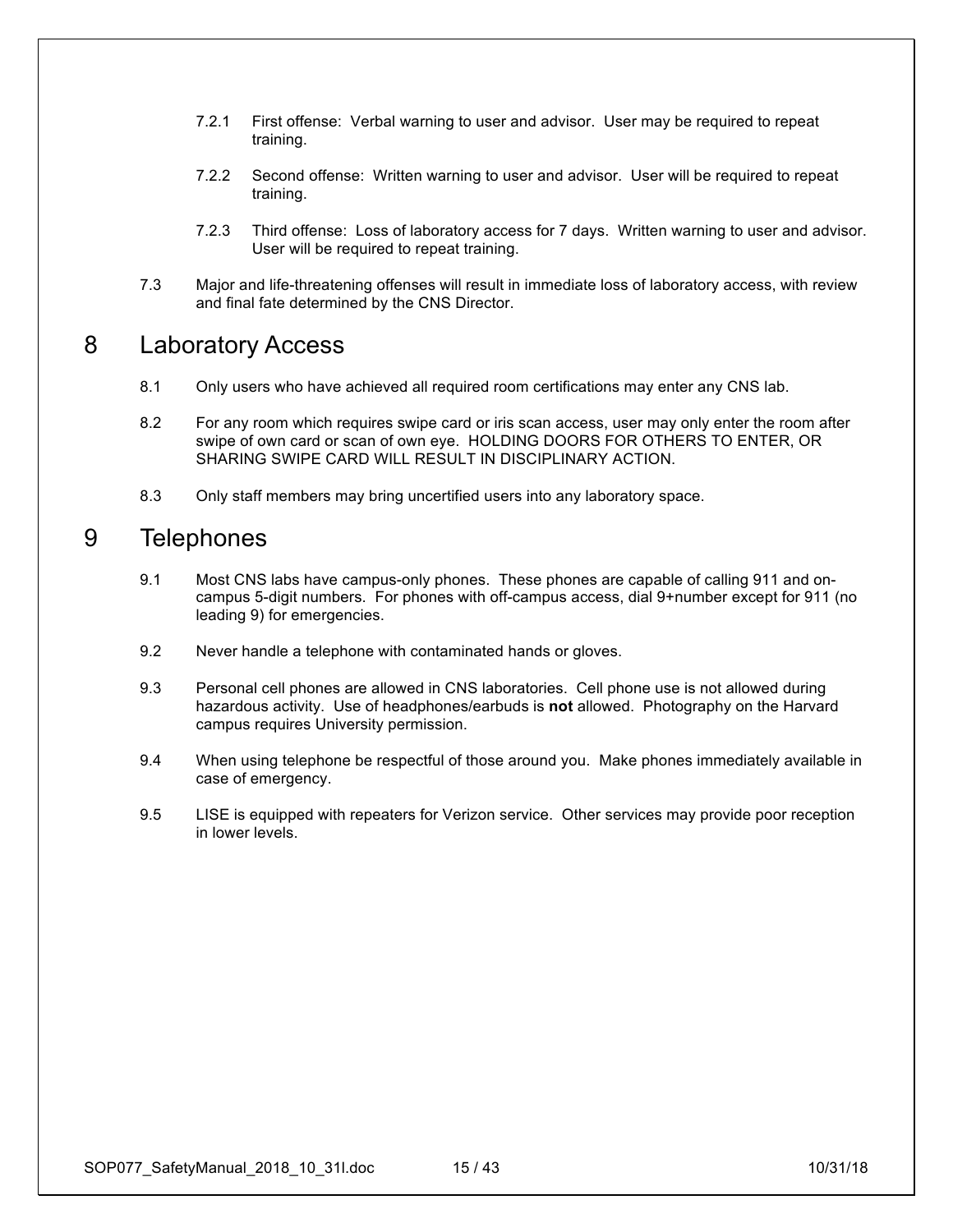7.2.1 First offense: Verbal warning to user and advisor. User may be required to repeat training.

7.2.2 Second offense: Written warning to user and advisor. User will be required to repeat training.

7.2.3 Third offense: Loss of laboratory access for 7 days. Written warning to user and advisor. User will be required to repeat training.

7.3 Major and life-threatening offenses will result in immediate loss of laboratory access, with review and final fate determined by the CNS Director.

# 8 Laboratory Access

8.1 Only users who have achieved all required room certifications may enter any CNS lab.

8.2 For any room which requires swipe card or iris scan access, user may only enter the room after swipe of own card or scan of own eye. HOLDING DOORS FOR OTHERS TO ENTER, OR SHARING SWIPE CARD WILL RESULT IN DISCIPLINARY ACTION.

8.3 Only staff members may bring uncertified users into any laboratory space.

# 9 Telephones

9.1 Most CNS labs have campus-only phones. These phones are capable of calling 911 and on-campus 5-digit numbers. For phones with off-campus access, dial 9+number except for 911 (no leading 9) for emergencies.

9.2 Never handle a telephone with contaminated hands or gloves.

9.3 Personal cell phones are allowed in CNS laboratories. Cell phone use is not allowed during hazardous activity. Use of headphones/earbuds is **not** allowed. Photography on the Harvard campus requires University permission.

9.4 When using telephone be respectful of those around you. Make phones immediately available in case of emergency.

9.5 LISE is equipped with repeaters for Verizon service. Other services may provide poor reception in lower levels.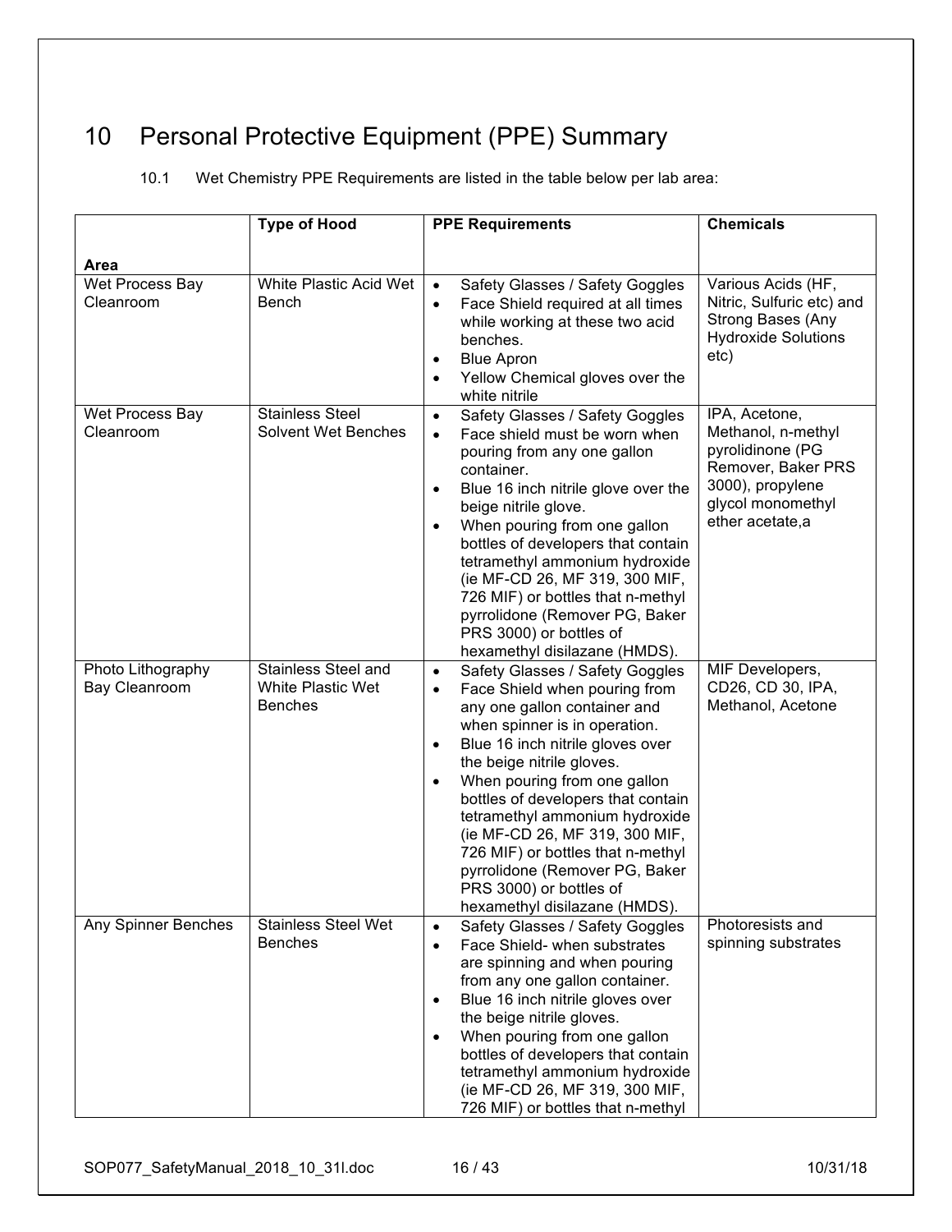# 10 Personal Protective Equipment (PPE) Summary

10.1 Wet Chemistry PPE Requirements are listed in the table below per lab area:

| Area | Type of Hood | PPE Requirements | Chemicals |
|---|---|---|---|
| Wet Process Bay Cleanroom | White Plastic Acid Wet Bench | • Safety Glasses / Safety Goggles<br>• Face Shield required at all times while working at these two acid benches.<br>• Blue Apron<br>• Yellow Chemical gloves over the white nitrile | Various Acids (HF, Nitric, Sulfuric etc) and Strong Bases (Any Hydroxide Solutions etc) |
| Wet Process Bay Cleanroom | Stainless Steel Solvent Wet Benches | • Safety Glasses / Safety Goggles<br>• Face shield must be worn when pouring from any one gallon container.<br>• Blue 16 inch nitrile glove over the beige nitrile glove.<br>• When pouring from one gallon bottles of developers that contain tetramethyl ammonium hydroxide (ie MF-CD 26, MF 319, 300 MIF, 726 MIF) or bottles that n-methyl pyrrolidone (Remover PG, Baker PRS 3000) or bottles of hexamethyl disilazane (HMDS). | IPA, Acetone, Methanol, n-methyl pyrolidinone (PG Remover, Baker PRS 3000), propylene glycol monomethyl ether acetate,a |
| Photo Lithography Bay Cleanroom | Stainless Steel and White Plastic Wet Benches | • Safety Glasses / Safety Goggles<br>• Face Shield when pouring from any one gallon container and when spinner is in operation.<br>• Blue 16 inch nitrile gloves over the beige nitrile gloves.<br>• When pouring from one gallon bottles of developers that contain tetramethyl ammonium hydroxide (ie MF-CD 26, MF 319, 300 MIF, 726 MIF) or bottles that n-methyl pyrrolidone (Remover PG, Baker PRS 3000) or bottles of hexamethyl disilazane (HMDS). | MIF Developers, CD26, CD 30, IPA, Methanol, Acetone |
| Any Spinner Benches | Stainless Steel Wet Benches | • Safety Glasses / Safety Goggles<br>• Face Shield- when substrates are spinning and when pouring from any one gallon container.<br>• Blue 16 inch nitrile gloves over the beige nitrile gloves.<br>• When pouring from one gallon bottles of developers that contain tetramethyl ammonium hydroxide (ie MF-CD 26, MF 319, 300 MIF, 726 MIF) or bottles that n-methyl | Photoresists and spinning substrates |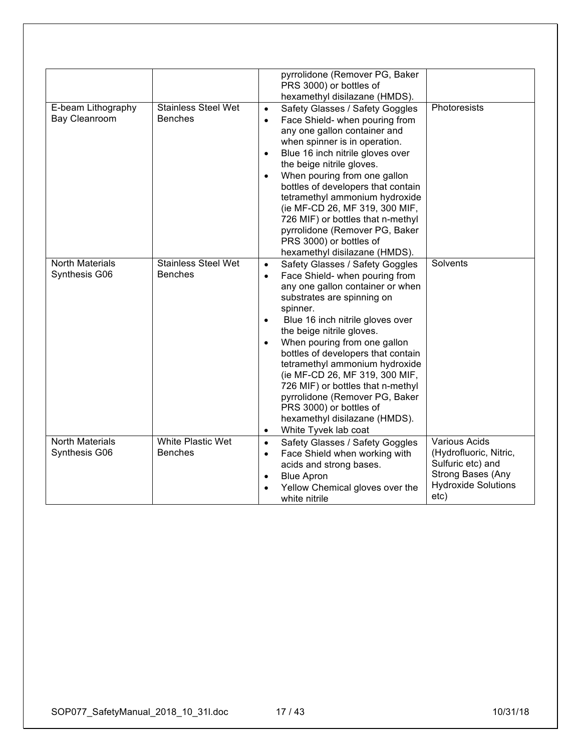| | | | |
|---|---|---|---|
| | | pyrrolidone (Remover PG, Baker PRS 3000) or bottles of hexamethyl disilazane (HMDS). | |
| E-beam Lithography Bay Cleanroom | Stainless Steel Wet Benches | • Safety Glasses / Safety Goggles<br>• Face Shield- when pouring from any one gallon container and when spinner is in operation.<br>• Blue 16 inch nitrile gloves over the beige nitrile gloves.<br>• When pouring from one gallon bottles of developers that contain tetramethyl ammonium hydroxide (ie MF-CD 26, MF 319, 300 MIF, 726 MIF) or bottles that n-methyl pyrrolidone (Remover PG, Baker PRS 3000) or bottles of hexamethyl disilazane (HMDS). | Photoresists |
| North Materials Synthesis G06 | Stainless Steel Wet Benches | • Safety Glasses / Safety Goggles<br>• Face Shield- when pouring from any one gallon container or when substrates are spinning on spinner.<br>• Blue 16 inch nitrile gloves over the beige nitrile gloves.<br>• When pouring from one gallon bottles of developers that contain tetramethyl ammonium hydroxide (ie MF-CD 26, MF 319, 300 MIF, 726 MIF) or bottles that n-methyl pyrrolidone (Remover PG, Baker PRS 3000) or bottles of hexamethyl disilazane (HMDS).<br>• White Tyvek lab coat | Solvents |
| North Materials Synthesis G06 | White Plastic Wet Benches | • Safety Glasses / Safety Goggles<br>• Face Shield when working with acids and strong bases.<br>• Blue Apron<br>• Yellow Chemical gloves over the white nitrile | Various Acids (Hydrofluoric, Nitric, Sulfuric etc) and Strong Bases (Any Hydroxide Solutions etc) |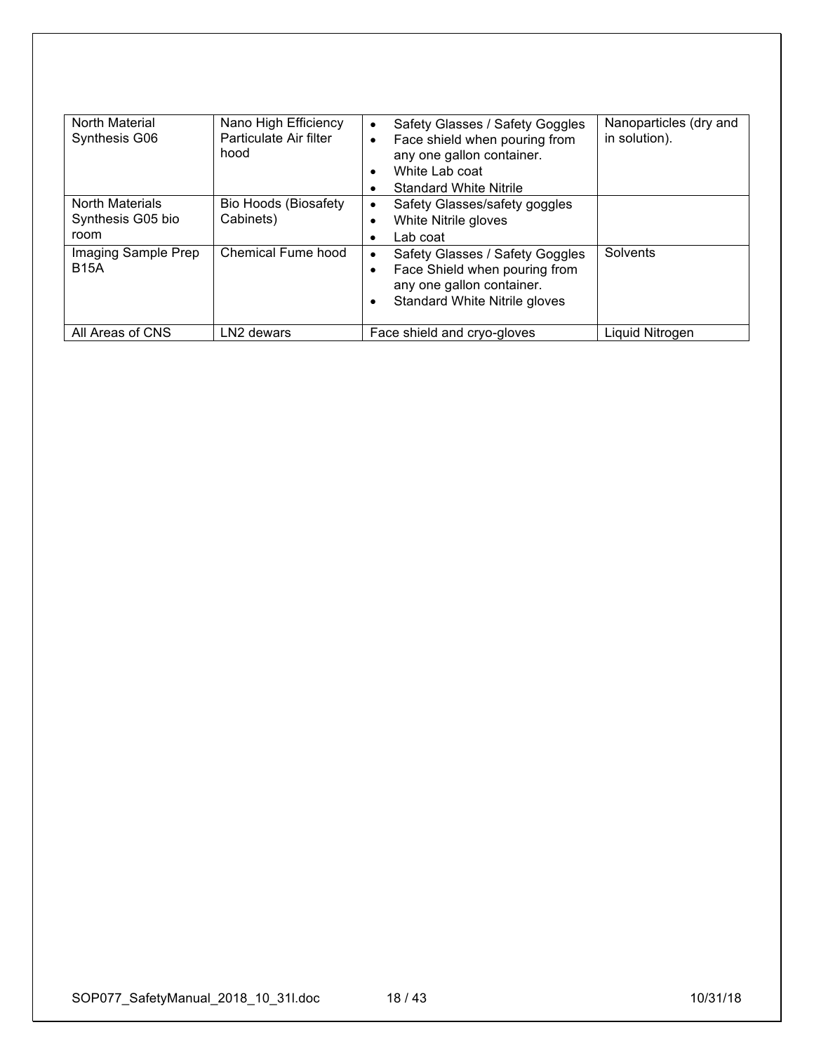| North Material Synthesis G06 | Nano High Efficiency Particulate Air filter hood | • Safety Glasses / Safety Goggles<br>• Face shield when pouring from any one gallon container.<br>• White Lab coat<br>• Standard White Nitrile | Nanoparticles (dry and in solution). |
|---|---|---|---|
| North Materials Synthesis G05 bio room | Bio Hoods (Biosafety Cabinets) | • Safety Glasses/safety goggles<br>• White Nitrile gloves<br>• Lab coat | |
| Imaging Sample Prep B15A | Chemical Fume hood | • Safety Glasses / Safety Goggles<br>• Face Shield when pouring from any one gallon container.<br>• Standard White Nitrile gloves | Solvents |
| All Areas of CNS | LN2 dewars | Face shield and cryo-gloves | Liquid Nitrogen |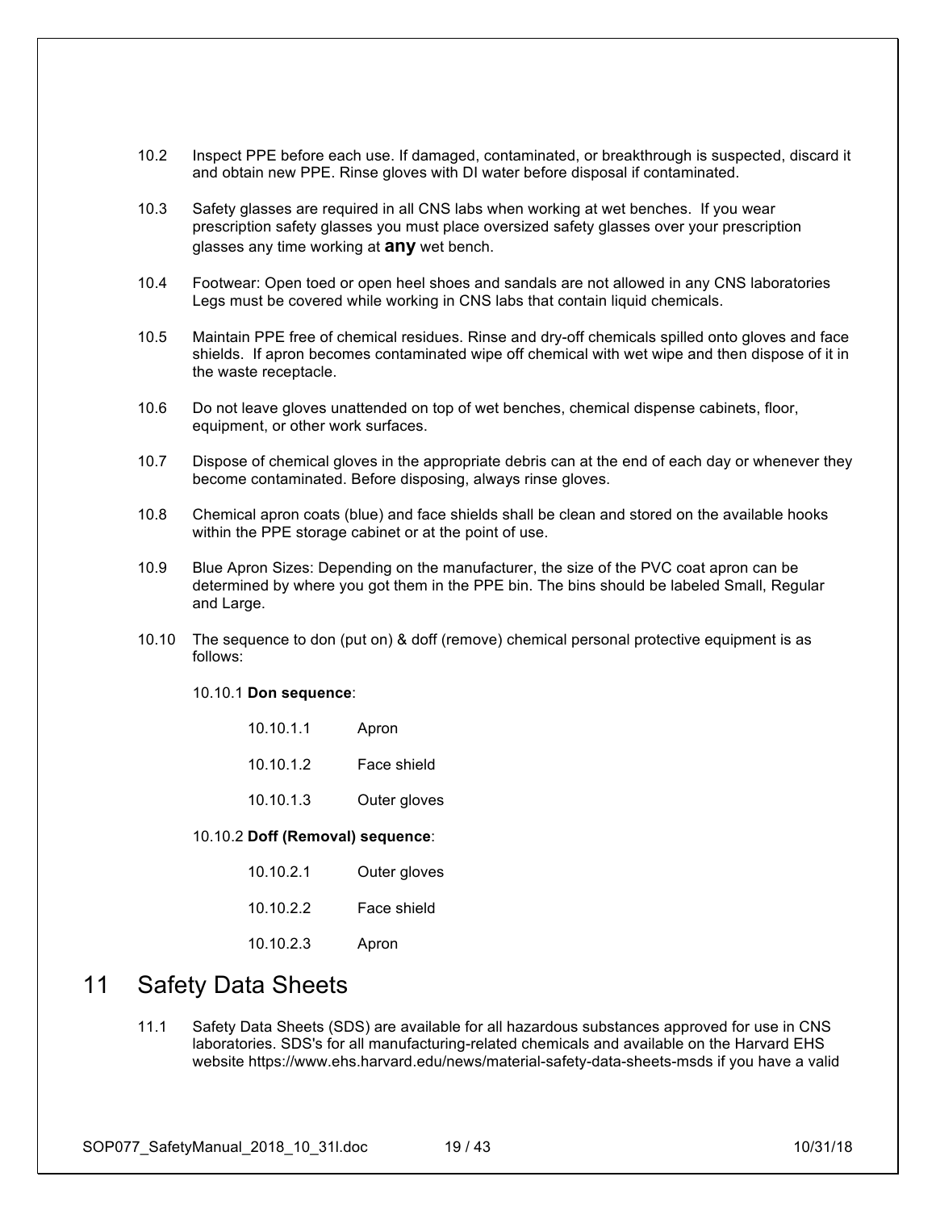10.2 Inspect PPE before each use. If damaged, contaminated, or breakthrough is suspected, discard it and obtain new PPE. Rinse gloves with DI water before disposal if contaminated.

10.3 Safety glasses are required in all CNS labs when working at wet benches. If you wear prescription safety glasses you must place oversized safety glasses over your prescription glasses any time working at **any** wet bench.

10.4 Footwear: Open toed or open heel shoes and sandals are not allowed in any CNS laboratories Legs must be covered while working in CNS labs that contain liquid chemicals.

10.5 Maintain PPE free of chemical residues. Rinse and dry-off chemicals spilled onto gloves and face shields. If apron becomes contaminated wipe off chemical with wet wipe and then dispose of it in the waste receptacle.

10.6 Do not leave gloves unattended on top of wet benches, chemical dispense cabinets, floor, equipment, or other work surfaces.

10.7 Dispose of chemical gloves in the appropriate debris can at the end of each day or whenever they become contaminated. Before disposing, always rinse gloves.

10.8 Chemical apron coats (blue) and face shields shall be clean and stored on the available hooks within the PPE storage cabinet or at the point of use.

10.9 Blue Apron Sizes: Depending on the manufacturer, the size of the PVC coat apron can be determined by where you got them in the PPE bin. The bins should be labeled Small, Regular and Large.

10.10 The sequence to don (put on) & doff (remove) chemical personal protective equipment is as follows:

10.10.1 **Don sequence**:

10.10.1.1 Apron

10.10.1.2 Face shield

10.10.1.3 Outer gloves

10.10.2 **Doff (Removal) sequence**:

10.10.2.1 Outer gloves

10.10.2.2 Face shield

10.10.2.3 Apron

# 11 Safety Data Sheets

11.1 Safety Data Sheets (SDS) are available for all hazardous substances approved for use in CNS laboratories. SDS's for all manufacturing-related chemicals and available on the Harvard EHS website https://www.ehs.harvard.edu/news/material-safety-data-sheets-msds if you have a valid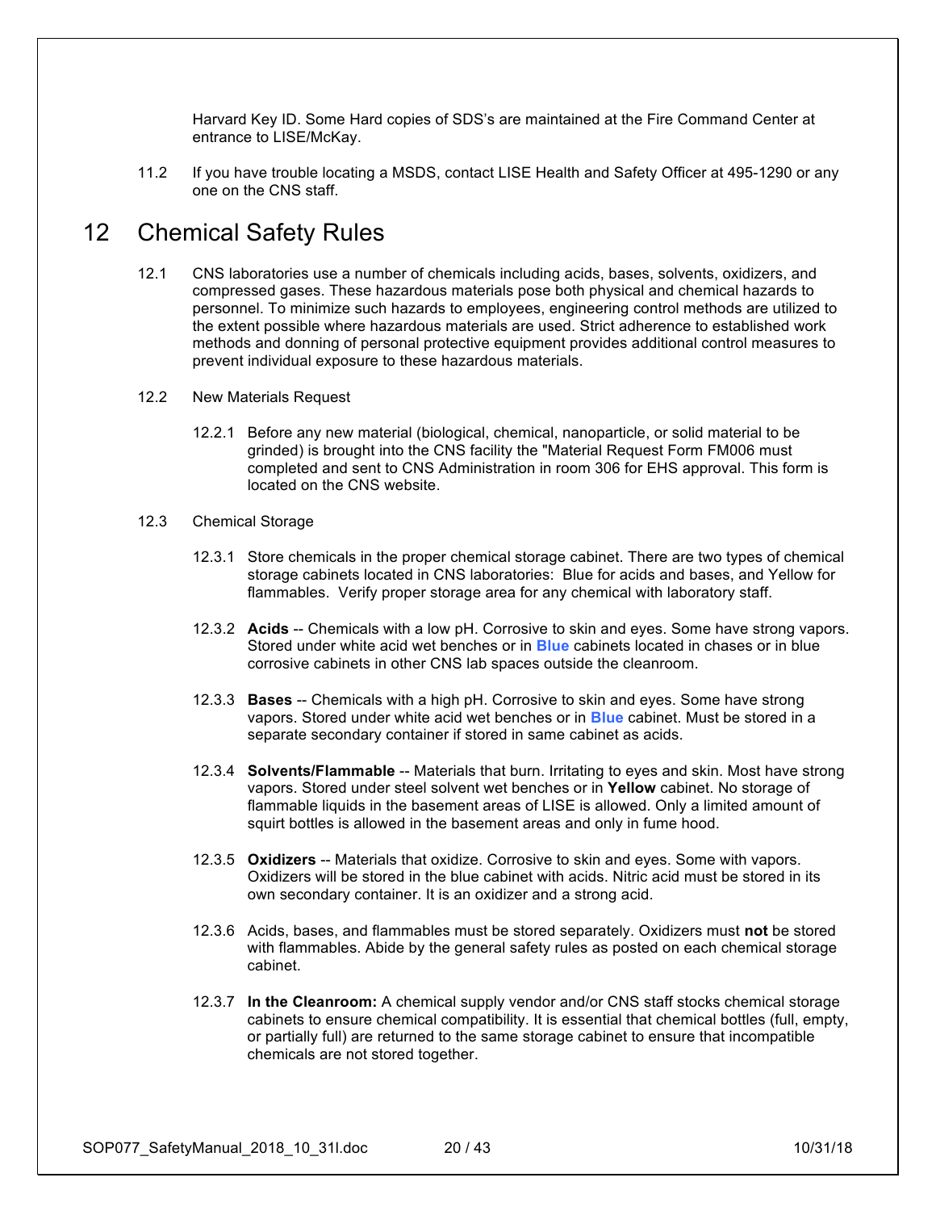Harvard Key ID. Some Hard copies of SDS's are maintained at the Fire Command Center at entrance to LISE/McKay.

11.2 If you have trouble locating a MSDS, contact LISE Health and Safety Officer at 495-1290 or any one on the CNS staff.

# 12 Chemical Safety Rules

12.1 CNS laboratories use a number of chemicals including acids, bases, solvents, oxidizers, and compressed gases. These hazardous materials pose both physical and chemical hazards to personnel. To minimize such hazards to employees, engineering control methods are utilized to the extent possible where hazardous materials are used. Strict adherence to established work methods and donning of personal protective equipment provides additional control measures to prevent individual exposure to these hazardous materials.

12.2 New Materials Request

12.2.1 Before any new material (biological, chemical, nanoparticle, or solid material to be grinded) is brought into the CNS facility the "Material Request Form FM006 must completed and sent to CNS Administration in room 306 for EHS approval. This form is located on the CNS website.

12.3 Chemical Storage

12.3.1 Store chemicals in the proper chemical storage cabinet. There are two types of chemical storage cabinets located in CNS laboratories: Blue for acids and bases, and Yellow for flammables. Verify proper storage area for any chemical with laboratory staff.

12.3.2 **Acids** -- Chemicals with a low pH. Corrosive to skin and eyes. Some have strong vapors. Stored under white acid wet benches or in **Blue** cabinets located in chases or in blue corrosive cabinets in other CNS lab spaces outside the cleanroom.

12.3.3 **Bases** -- Chemicals with a high pH. Corrosive to skin and eyes. Some have strong vapors. Stored under white acid wet benches or in **Blue** cabinet. Must be stored in a separate secondary container if stored in same cabinet as acids.

12.3.4 **Solvents/Flammable** -- Materials that burn. Irritating to eyes and skin. Most have strong vapors. Stored under steel solvent wet benches or in **Yellow** cabinet. No storage of flammable liquids in the basement areas of LISE is allowed. Only a limited amount of squirt bottles is allowed in the basement areas and only in fume hood.

12.3.5 **Oxidizers** -- Materials that oxidize. Corrosive to skin and eyes. Some with vapors. Oxidizers will be stored in the blue cabinet with acids. Nitric acid must be stored in its own secondary container. It is an oxidizer and a strong acid.

12.3.6 Acids, bases, and flammables must be stored separately. Oxidizers must **not** be stored with flammables. Abide by the general safety rules as posted on each chemical storage cabinet.

12.3.7 **In the Cleanroom:** A chemical supply vendor and/or CNS staff stocks chemical storage cabinets to ensure chemical compatibility. It is essential that chemical bottles (full, empty, or partially full) are returned to the same storage cabinet to ensure that incompatible chemicals are not stored together.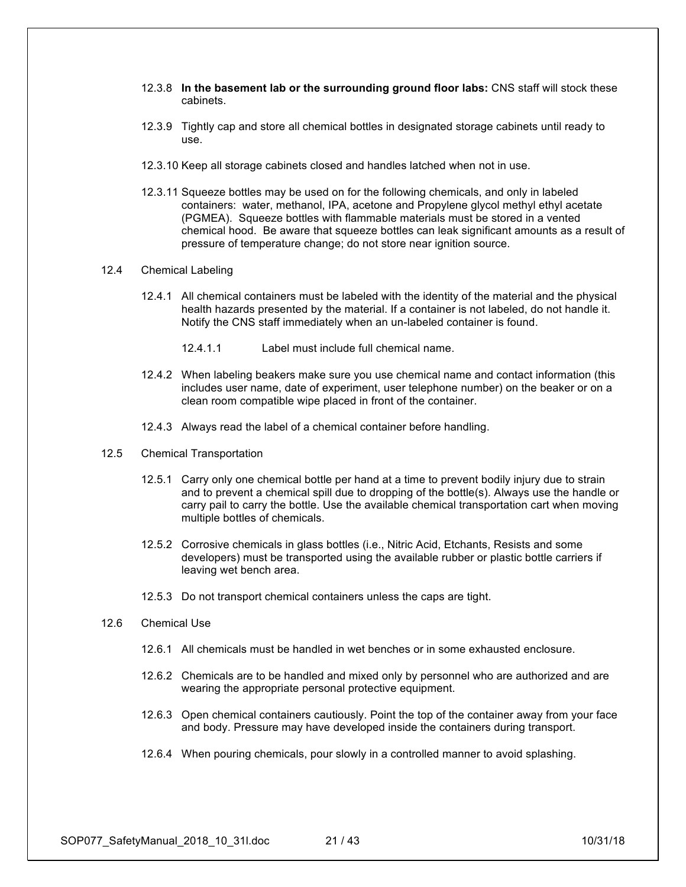12.3.8 **In the basement lab or the surrounding ground floor labs:** CNS staff will stock these cabinets.

12.3.9 Tightly cap and store all chemical bottles in designated storage cabinets until ready to use.

12.3.10 Keep all storage cabinets closed and handles latched when not in use.

12.3.11 Squeeze bottles may be used on for the following chemicals, and only in labeled containers: water, methanol, IPA, acetone and Propylene glycol methyl ethyl acetate (PGMEA). Squeeze bottles with flammable materials must be stored in a vented chemical hood. Be aware that squeeze bottles can leak significant amounts as a result of pressure of temperature change; do not store near ignition source.

12.4 Chemical Labeling

12.4.1 All chemical containers must be labeled with the identity of the material and the physical health hazards presented by the material. If a container is not labeled, do not handle it. Notify the CNS staff immediately when an un-labeled container is found.

12.4.1.1 Label must include full chemical name.

12.4.2 When labeling beakers make sure you use chemical name and contact information (this includes user name, date of experiment, user telephone number) on the beaker or on a clean room compatible wipe placed in front of the container.

12.4.3 Always read the label of a chemical container before handling.

12.5 Chemical Transportation

12.5.1 Carry only one chemical bottle per hand at a time to prevent bodily injury due to strain and to prevent a chemical spill due to dropping of the bottle(s). Always use the handle or carry pail to carry the bottle. Use the available chemical transportation cart when moving multiple bottles of chemicals.

12.5.2 Corrosive chemicals in glass bottles (i.e., Nitric Acid, Etchants, Resists and some developers) must be transported using the available rubber or plastic bottle carriers if leaving wet bench area.

12.5.3 Do not transport chemical containers unless the caps are tight.

12.6 Chemical Use

12.6.1 All chemicals must be handled in wet benches or in some exhausted enclosure.

12.6.2 Chemicals are to be handled and mixed only by personnel who are authorized and are wearing the appropriate personal protective equipment.

12.6.3 Open chemical containers cautiously. Point the top of the container away from your face and body. Pressure may have developed inside the containers during transport.

12.6.4 When pouring chemicals, pour slowly in a controlled manner to avoid splashing.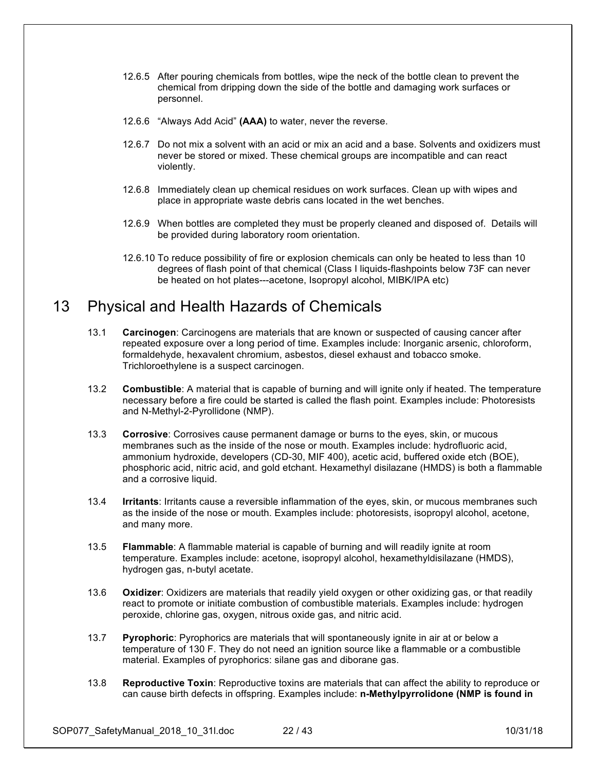12.6.5 After pouring chemicals from bottles, wipe the neck of the bottle clean to prevent the chemical from dripping down the side of the bottle and damaging work surfaces or personnel.

12.6.6 "Always Add Acid" **(AAA)** to water, never the reverse.

12.6.7 Do not mix a solvent with an acid or mix an acid and a base. Solvents and oxidizers must never be stored or mixed. These chemical groups are incompatible and can react violently.

12.6.8 Immediately clean up chemical residues on work surfaces. Clean up with wipes and place in appropriate waste debris cans located in the wet benches.

12.6.9 When bottles are completed they must be properly cleaned and disposed of. Details will be provided during laboratory room orientation.

12.6.10 To reduce possibility of fire or explosion chemicals can only be heated to less than 10 degrees of flash point of that chemical (Class I liquids-flashpoints below 73F can never be heated on hot plates---acetone, Isopropyl alcohol, MIBK/IPA etc)

# 13 Physical and Health Hazards of Chemicals

13.1 **Carcinogen**: Carcinogens are materials that are known or suspected of causing cancer after repeated exposure over a long period of time. Examples include: Inorganic arsenic, chloroform, formaldehyde, hexavalent chromium, asbestos, diesel exhaust and tobacco smoke. Trichloroethylene is a suspect carcinogen.

13.2 **Combustible**: A material that is capable of burning and will ignite only if heated. The temperature necessary before a fire could be started is called the flash point. Examples include: Photoresists and N-Methyl-2-Pyrollidone (NMP).

13.3 **Corrosive**: Corrosives cause permanent damage or burns to the eyes, skin, or mucous membranes such as the inside of the nose or mouth. Examples include: hydrofluoric acid, ammonium hydroxide, developers (CD-30, MIF 400), acetic acid, buffered oxide etch (BOE), phosphoric acid, nitric acid, and gold etchant. Hexamethyl disilazane (HMDS) is both a flammable and a corrosive liquid.

13.4 **Irritants**: Irritants cause a reversible inflammation of the eyes, skin, or mucous membranes such as the inside of the nose or mouth. Examples include: photoresists, isopropyl alcohol, acetone, and many more.

13.5 **Flammable**: A flammable material is capable of burning and will readily ignite at room temperature. Examples include: acetone, isopropyl alcohol, hexamethyldisilazane (HMDS), hydrogen gas, n-butyl acetate.

13.6 **Oxidizer**: Oxidizers are materials that readily yield oxygen or other oxidizing gas, or that readily react to promote or initiate combustion of combustible materials. Examples include: hydrogen peroxide, chlorine gas, oxygen, nitrous oxide gas, and nitric acid.

13.7 **Pyrophoric**: Pyrophorics are materials that will spontaneously ignite in air at or below a temperature of 130 F. They do not need an ignition source like a flammable or a combustible material. Examples of pyrophorics: silane gas and diborane gas.

13.8 **Reproductive Toxin**: Reproductive toxins are materials that can affect the ability to reproduce or can cause birth defects in offspring. Examples include: **n-Methylpyrrolidone (NMP is found in**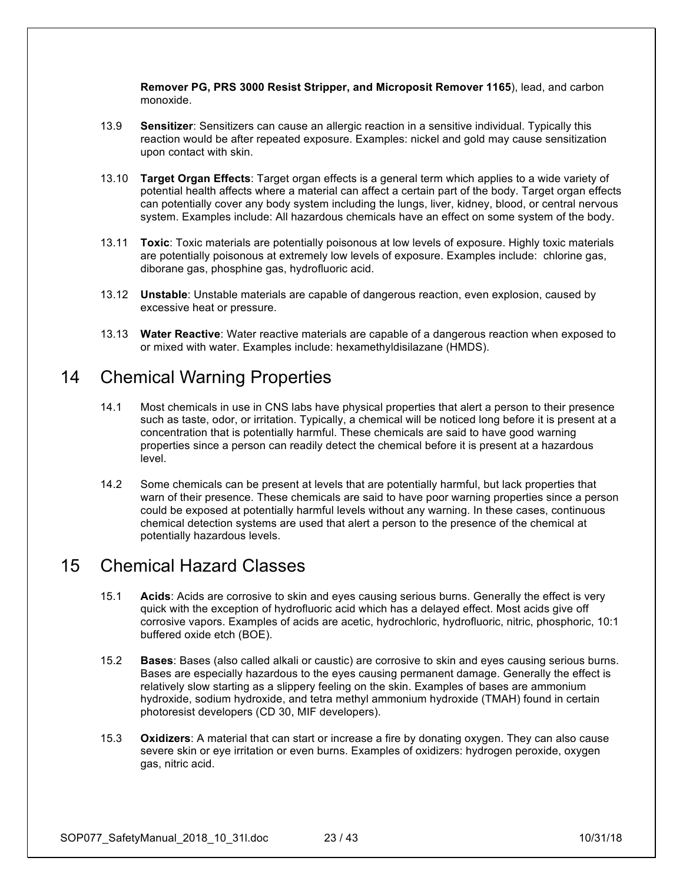**Remover PG, PRS 3000 Resist Stripper, and Microposit Remover 1165**), lead, and carbon monoxide.

13.9 **Sensitizer**: Sensitizers can cause an allergic reaction in a sensitive individual. Typically this reaction would be after repeated exposure. Examples: nickel and gold may cause sensitization upon contact with skin.

13.10 **Target Organ Effects**: Target organ effects is a general term which applies to a wide variety of potential health affects where a material can affect a certain part of the body. Target organ effects can potentially cover any body system including the lungs, liver, kidney, blood, or central nervous system. Examples include: All hazardous chemicals have an effect on some system of the body.

13.11 **Toxic**: Toxic materials are potentially poisonous at low levels of exposure. Highly toxic materials are potentially poisonous at extremely low levels of exposure. Examples include: chlorine gas, diborane gas, phosphine gas, hydrofluoric acid.

13.12 **Unstable**: Unstable materials are capable of dangerous reaction, even explosion, caused by excessive heat or pressure.

13.13 **Water Reactive**: Water reactive materials are capable of a dangerous reaction when exposed to or mixed with water. Examples include: hexamethyldisilazane (HMDS).

# 14 Chemical Warning Properties

14.1 Most chemicals in use in CNS labs have physical properties that alert a person to their presence such as taste, odor, or irritation. Typically, a chemical will be noticed long before it is present at a concentration that is potentially harmful. These chemicals are said to have good warning properties since a person can readily detect the chemical before it is present at a hazardous level.

14.2 Some chemicals can be present at levels that are potentially harmful, but lack properties that warn of their presence. These chemicals are said to have poor warning properties since a person could be exposed at potentially harmful levels without any warning. In these cases, continuous chemical detection systems are used that alert a person to the presence of the chemical at potentially hazardous levels.

# 15 Chemical Hazard Classes

15.1 **Acids**: Acids are corrosive to skin and eyes causing serious burns. Generally the effect is very quick with the exception of hydrofluoric acid which has a delayed effect. Most acids give off corrosive vapors. Examples of acids are acetic, hydrochloric, hydrofluoric, nitric, phosphoric, 10:1 buffered oxide etch (BOE).

15.2 **Bases**: Bases (also called alkali or caustic) are corrosive to skin and eyes causing serious burns. Bases are especially hazardous to the eyes causing permanent damage. Generally the effect is relatively slow starting as a slippery feeling on the skin. Examples of bases are ammonium hydroxide, sodium hydroxide, and tetra methyl ammonium hydroxide (TMAH) found in certain photoresist developers (CD 30, MIF developers).

15.3 **Oxidizers**: A material that can start or increase a fire by donating oxygen. They can also cause severe skin or eye irritation or even burns. Examples of oxidizers: hydrogen peroxide, oxygen gas, nitric acid.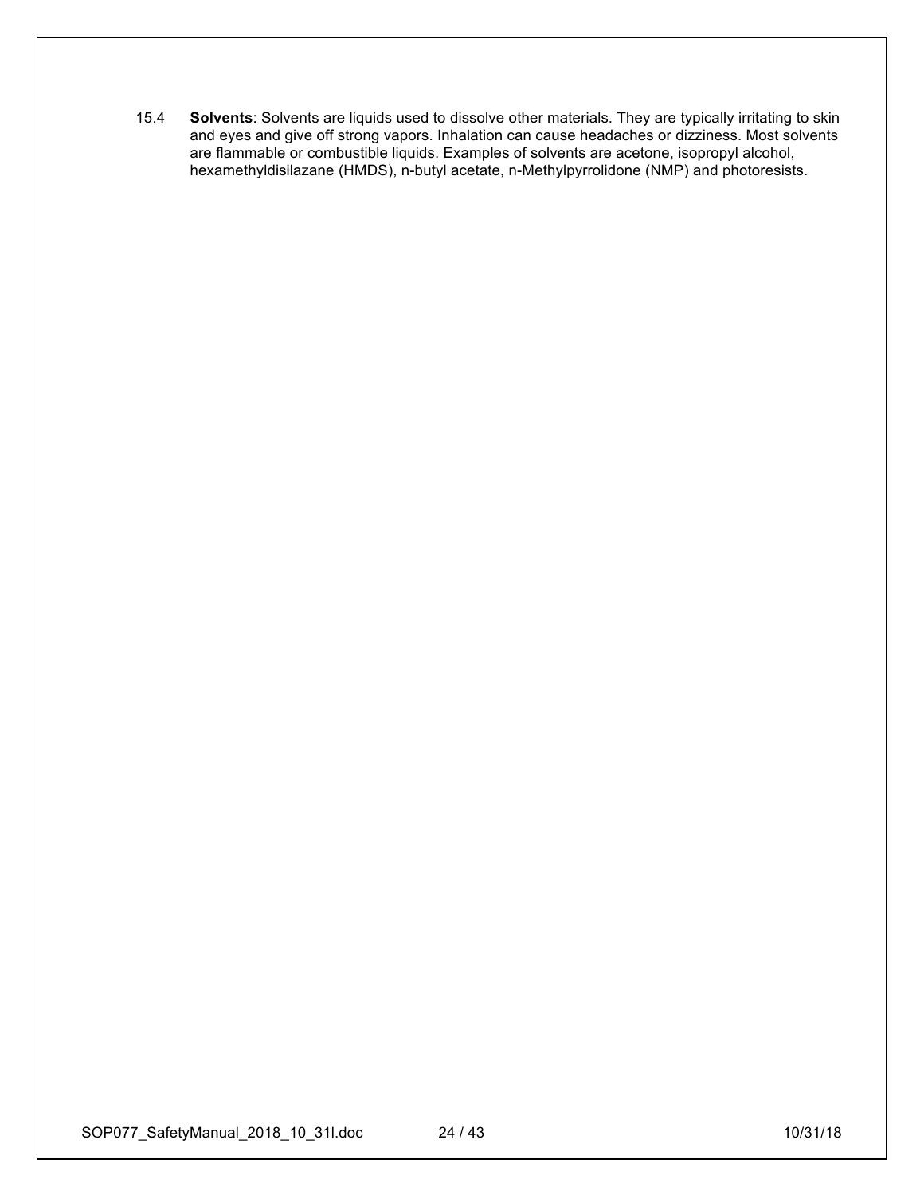15.4 **Solvents**: Solvents are liquids used to dissolve other materials. They are typically irritating to skin and eyes and give off strong vapors. Inhalation can cause headaches or dizziness. Most solvents are flammable or combustible liquids. Examples of solvents are acetone, isopropyl alcohol, hexamethyldisilazane (HMDS), n-butyl acetate, n-Methylpyrrolidone (NMP) and photoresists.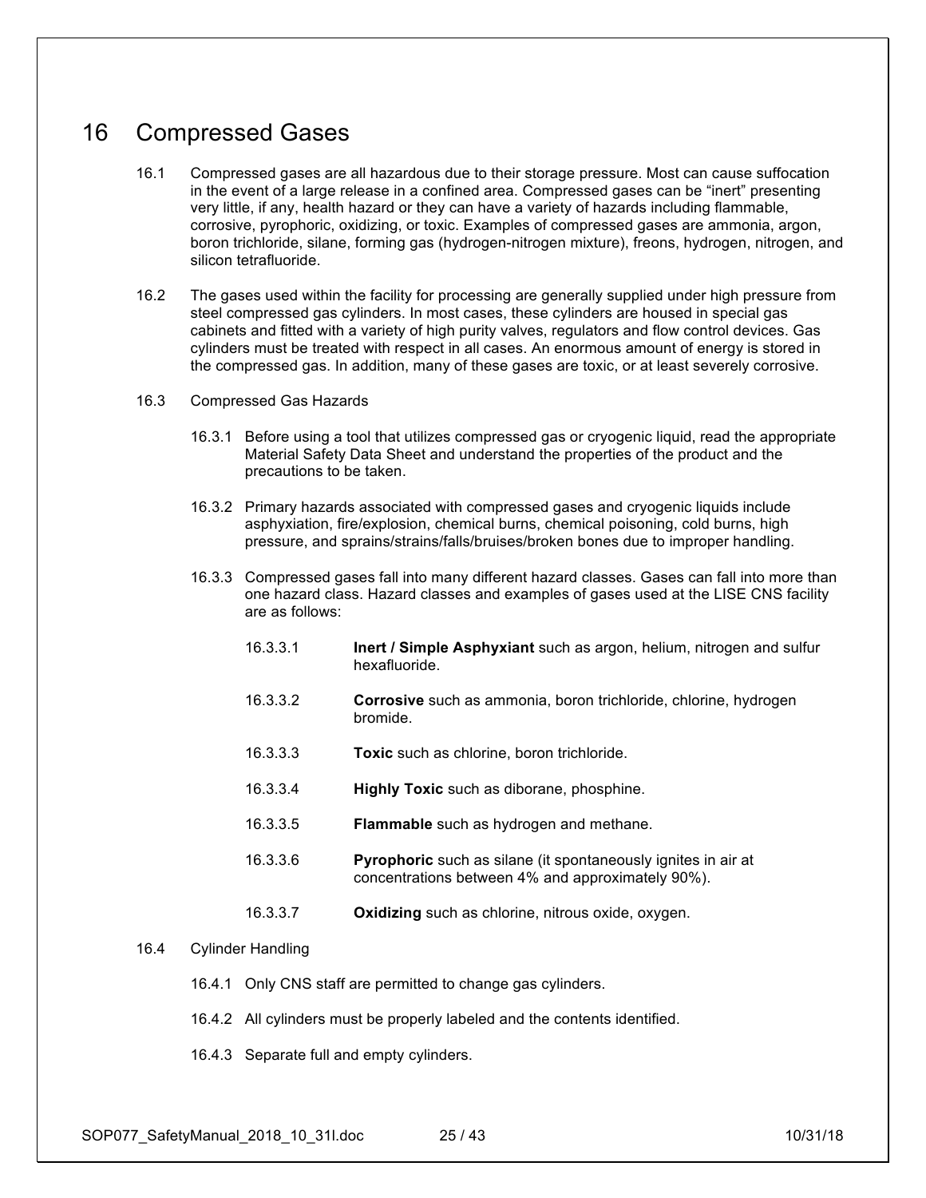# 16 Compressed Gases

16.1 Compressed gases are all hazardous due to their storage pressure. Most can cause suffocation in the event of a large release in a confined area. Compressed gases can be "inert" presenting very little, if any, health hazard or they can have a variety of hazards including flammable, corrosive, pyrophoric, oxidizing, or toxic. Examples of compressed gases are ammonia, argon, boron trichloride, silane, forming gas (hydrogen-nitrogen mixture), freons, hydrogen, nitrogen, and silicon tetrafluoride.

16.2 The gases used within the facility for processing are generally supplied under high pressure from steel compressed gas cylinders. In most cases, these cylinders are housed in special gas cabinets and fitted with a variety of high purity valves, regulators and flow control devices. Gas cylinders must be treated with respect in all cases. An enormous amount of energy is stored in the compressed gas. In addition, many of these gases are toxic, or at least severely corrosive.

16.3 Compressed Gas Hazards

16.3.1 Before using a tool that utilizes compressed gas or cryogenic liquid, read the appropriate Material Safety Data Sheet and understand the properties of the product and the precautions to be taken.

16.3.2 Primary hazards associated with compressed gases and cryogenic liquids include asphyxiation, fire/explosion, chemical burns, chemical poisoning, cold burns, high pressure, and sprains/strains/falls/bruises/broken bones due to improper handling.

16.3.3 Compressed gases fall into many different hazard classes. Gases can fall into more than one hazard class. Hazard classes and examples of gases used at the LISE CNS facility are as follows:

16.3.3.1 **Inert / Simple Asphyxiant** such as argon, helium, nitrogen and sulfur hexafluoride.

16.3.3.2 **Corrosive** such as ammonia, boron trichloride, chlorine, hydrogen bromide.

16.3.3.3 **Toxic** such as chlorine, boron trichloride.

16.3.3.4 **Highly Toxic** such as diborane, phosphine.

16.3.3.5 **Flammable** such as hydrogen and methane.

16.3.3.6 **Pyrophoric** such as silane (it spontaneously ignites in air at concentrations between 4% and approximately 90%).

16.3.3.7 **Oxidizing** such as chlorine, nitrous oxide, oxygen.

16.4 Cylinder Handling

16.4.1 Only CNS staff are permitted to change gas cylinders.

16.4.2 All cylinders must be properly labeled and the contents identified.

16.4.3 Separate full and empty cylinders.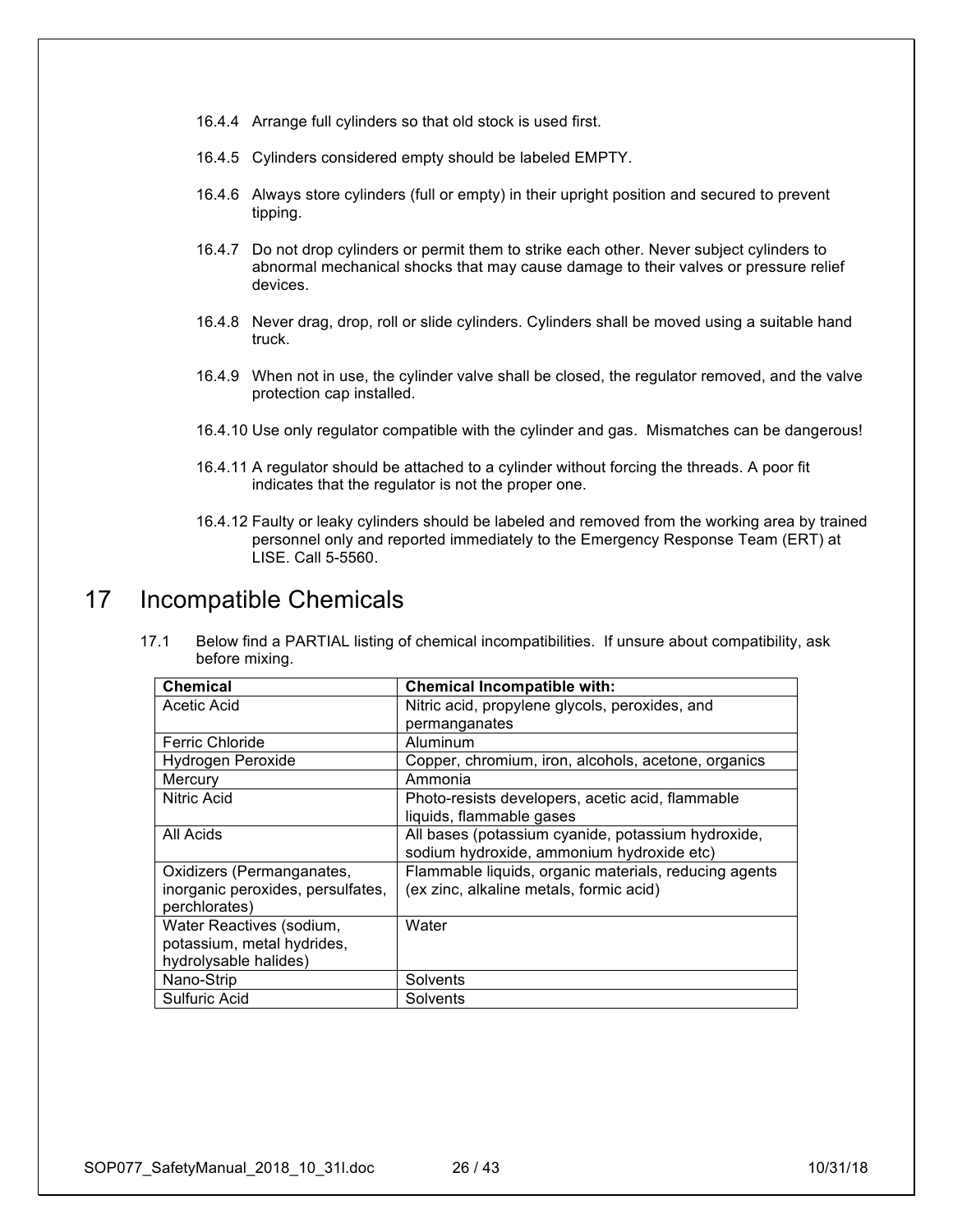16.4.4 Arrange full cylinders so that old stock is used first.

16.4.5 Cylinders considered empty should be labeled EMPTY.

16.4.6 Always store cylinders (full or empty) in their upright position and secured to prevent tipping.

16.4.7 Do not drop cylinders or permit them to strike each other. Never subject cylinders to abnormal mechanical shocks that may cause damage to their valves or pressure relief devices.

16.4.8 Never drag, drop, roll or slide cylinders. Cylinders shall be moved using a suitable hand truck.

16.4.9 When not in use, the cylinder valve shall be closed, the regulator removed, and the valve protection cap installed.

16.4.10 Use only regulator compatible with the cylinder and gas. Mismatches can be dangerous!

16.4.11 A regulator should be attached to a cylinder without forcing the threads. A poor fit indicates that the regulator is not the proper one.

16.4.12 Faulty or leaky cylinders should be labeled and removed from the working area by trained personnel only and reported immediately to the Emergency Response Team (ERT) at LISE. Call 5-5560.

# 17 Incompatible Chemicals

17.1 Below find a PARTIAL listing of chemical incompatibilities. If unsure about compatibility, ask before mixing.

| Chemical | Chemical Incompatible with: |
|---|---|
| Acetic Acid | Nitric acid, propylene glycols, peroxides, and permanganates |
| Ferric Chloride | Aluminum |
| Hydrogen Peroxide | Copper, chromium, iron, alcohols, acetone, organics |
| Mercury | Ammonia |
| Nitric Acid | Photo-resists developers, acetic acid, flammable liquids, flammable gases |
| All Acids | All bases (potassium cyanide, potassium hydroxide, sodium hydroxide, ammonium hydroxide etc) |
| Oxidizers (Permanganates, inorganic peroxides, persulfates, perchlorates) | Flammable liquids, organic materials, reducing agents (ex zinc, alkaline metals, formic acid) |
| Water Reactives (sodium, potassium, metal hydrides, hydrolysable halides) | Water |
| Nano-Strip | Solvents |
| Sulfuric Acid | Solvents |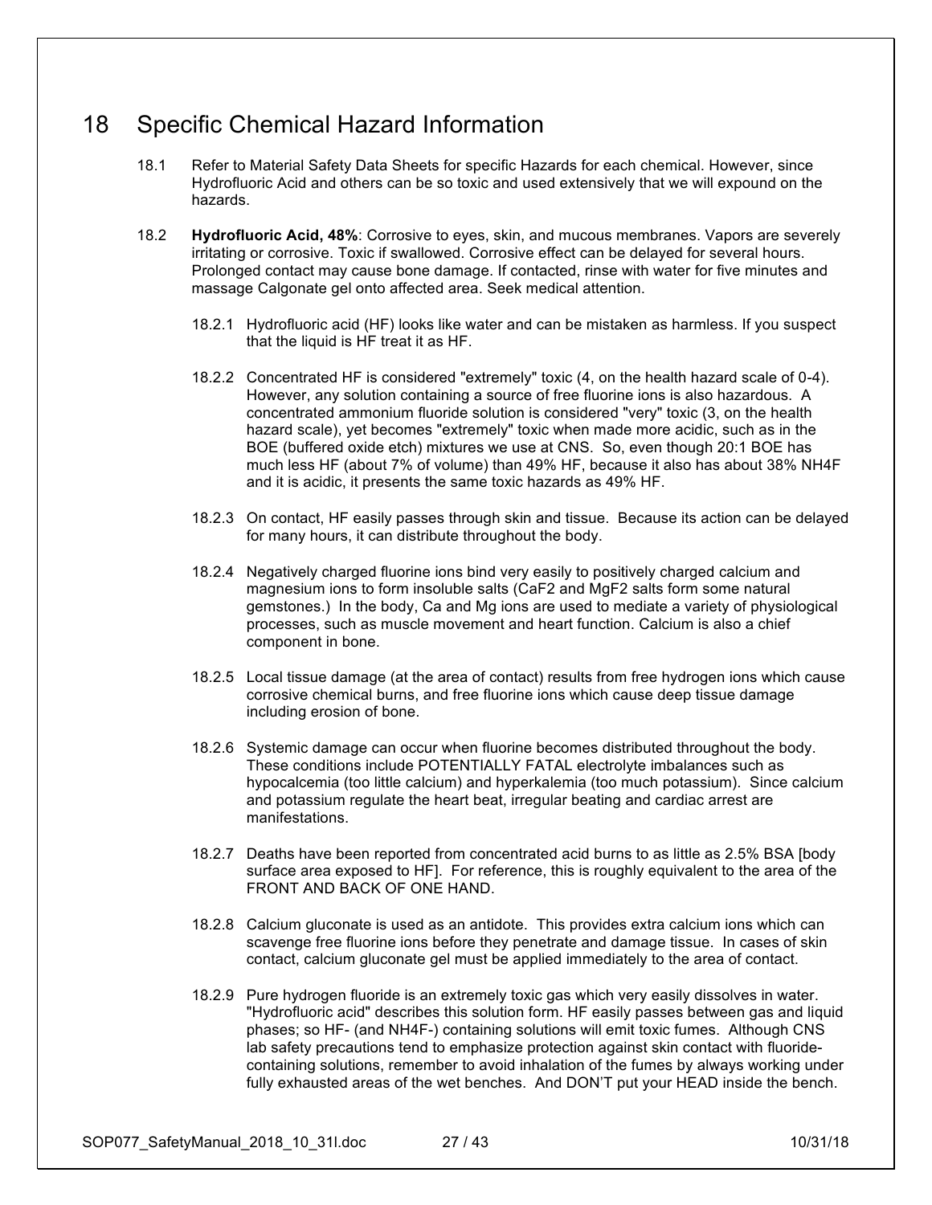# 18 Specific Chemical Hazard Information

18.1 Refer to Material Safety Data Sheets for specific Hazards for each chemical. However, since Hydrofluoric Acid and others can be so toxic and used extensively that we will expound on the hazards.

18.2 **Hydrofluoric Acid, 48%**: Corrosive to eyes, skin, and mucous membranes. Vapors are severely irritating or corrosive. Toxic if swallowed. Corrosive effect can be delayed for several hours. Prolonged contact may cause bone damage. If contacted, rinse with water for five minutes and massage Calgonate gel onto affected area. Seek medical attention.

18.2.1 Hydrofluoric acid (HF) looks like water and can be mistaken as harmless. If you suspect that the liquid is HF treat it as HF.

18.2.2 Concentrated HF is considered "extremely" toxic (4, on the health hazard scale of 0-4). However, any solution containing a source of free fluorine ions is also hazardous. A concentrated ammonium fluoride solution is considered "very" toxic (3, on the health hazard scale), yet becomes "extremely" toxic when made more acidic, such as in the BOE (buffered oxide etch) mixtures we use at CNS. So, even though 20:1 BOE has much less HF (about 7% of volume) than 49% HF, because it also has about 38% $NH_4F$ and it is acidic, it presents the same toxic hazards as 49% HF.

18.2.3 On contact, HF easily passes through skin and tissue. Because its action can be delayed for many hours, it can distribute throughout the body.

18.2.4 Negatively charged fluorine ions bind very easily to positively charged calcium and magnesium ions to form insoluble salts ($CaF_2$ and $MgF_2$ salts form some natural gemstones.) In the body, Ca and Mg ions are used to mediate a variety of physiological processes, such as muscle movement and heart function. Calcium is also a chief component in bone.

18.2.5 Local tissue damage (at the area of contact) results from free hydrogen ions which cause corrosive chemical burns, and free fluorine ions which cause deep tissue damage including erosion of bone.

18.2.6 Systemic damage can occur when fluorine becomes distributed throughout the body. These conditions include POTENTIALLY FATAL electrolyte imbalances such as hypocalcemia (too little calcium) and hyperkalemia (too much potassium). Since calcium and potassium regulate the heart beat, irregular beating and cardiac arrest are manifestations.

18.2.7 Deaths have been reported from concentrated acid burns to as little as 2.5% BSA [body surface area exposed to HF]. For reference, this is roughly equivalent to the area of the FRONT AND BACK OF ONE HAND.

18.2.8 Calcium gluconate is used as an antidote. This provides extra calcium ions which can scavenge free fluorine ions before they penetrate and damage tissue. In cases of skin contact, calcium gluconate gel must be applied immediately to the area of contact.

18.2.9 Pure hydrogen fluoride is an extremely toxic gas which very easily dissolves in water. "Hydrofluoric acid" describes this solution form. HF easily passes between gas and liquid phases; so HF- (and $NH_4F$-) containing solutions will emit toxic fumes. Although CNS lab safety precautions tend to emphasize protection against skin contact with fluoride-containing solutions, remember to avoid inhalation of the fumes by always working under fully exhausted areas of the wet benches. And DON'T put your HEAD inside the bench.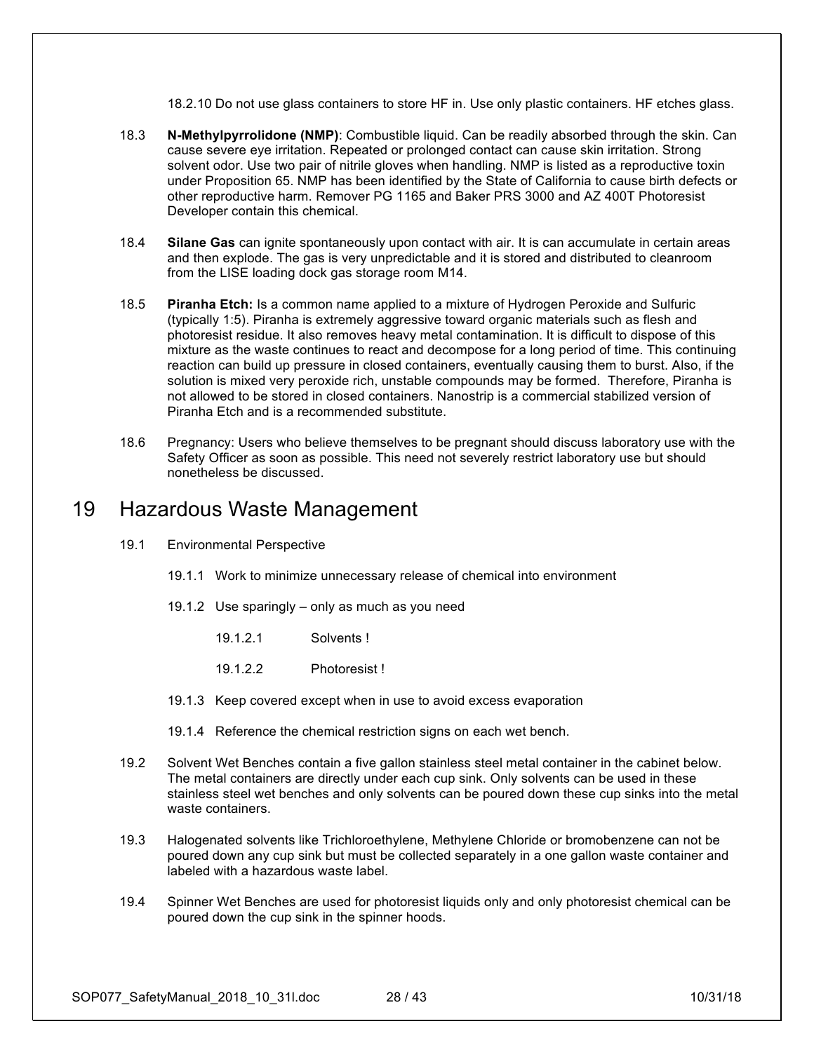18.2.10 Do not use glass containers to store HF in. Use only plastic containers. HF etches glass.

18.3 **N-Methylpyrrolidone (NMP)**: Combustible liquid. Can be readily absorbed through the skin. Can cause severe eye irritation. Repeated or prolonged contact can cause skin irritation. Strong solvent odor. Use two pair of nitrile gloves when handling. NMP is listed as a reproductive toxin under Proposition 65. NMP has been identified by the State of California to cause birth defects or other reproductive harm. Remover PG 1165 and Baker PRS 3000 and AZ 400T Photoresist Developer contain this chemical.

18.4 **Silane Gas** can ignite spontaneously upon contact with air. It is can accumulate in certain areas and then explode. The gas is very unpredictable and it is stored and distributed to cleanroom from the LISE loading dock gas storage room M14.

18.5 **Piranha Etch:** Is a common name applied to a mixture of Hydrogen Peroxide and Sulfuric (typically 1:5). Piranha is extremely aggressive toward organic materials such as flesh and photoresist residue. It also removes heavy metal contamination. It is difficult to dispose of this mixture as the waste continues to react and decompose for a long period of time. This continuing reaction can build up pressure in closed containers, eventually causing them to burst. Also, if the solution is mixed very peroxide rich, unstable compounds may be formed. Therefore, Piranha is not allowed to be stored in closed containers. Nanostrip is a commercial stabilized version of Piranha Etch and is a recommended substitute.

18.6 Pregnancy: Users who believe themselves to be pregnant should discuss laboratory use with the Safety Officer as soon as possible. This need not severely restrict laboratory use but should nonetheless be discussed.

# 19 Hazardous Waste Management

19.1 Environmental Perspective

19.1.1 Work to minimize unnecessary release of chemical into environment

19.1.2 Use sparingly – only as much as you need

19.1.2.1 Solvents !

19.1.2.2 Photoresist !

19.1.3 Keep covered except when in use to avoid excess evaporation

19.1.4 Reference the chemical restriction signs on each wet bench.

19.2 Solvent Wet Benches contain a five gallon stainless steel metal container in the cabinet below. The metal containers are directly under each cup sink. Only solvents can be used in these stainless steel wet benches and only solvents can be poured down these cup sinks into the metal waste containers.

19.3 Halogenated solvents like Trichloroethylene, Methylene Chloride or bromobenzene can not be poured down any cup sink but must be collected separately in a one gallon waste container and labeled with a hazardous waste label.

19.4 Spinner Wet Benches are used for photoresist liquids only and only photoresist chemical can be poured down the cup sink in the spinner hoods.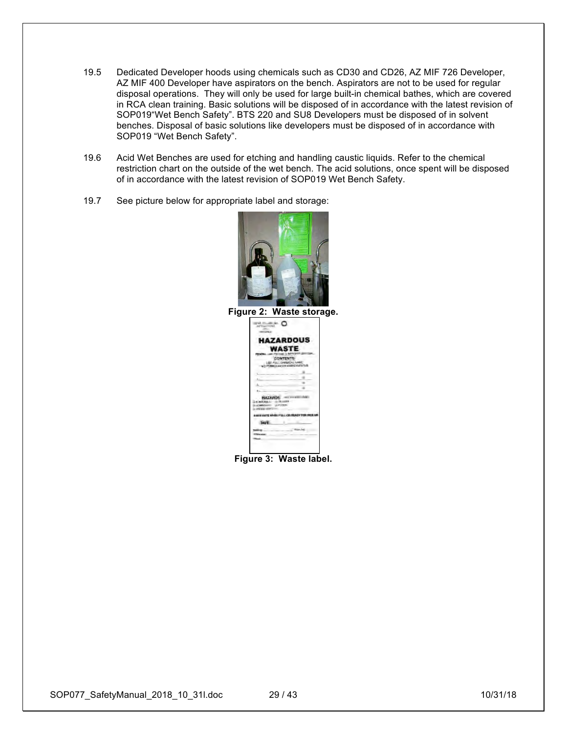19.5 Dedicated Developer hoods using chemicals such as CD30 and CD26, AZ MIF 726 Developer, AZ MIF 400 Developer have aspirators on the bench. Aspirators are not to be used for regular disposal operations. They will only be used for large built-in chemical bathes, which are covered in RCA clean training. Basic solutions will be disposed of in accordance with the latest revision of SOP019"Wet Bench Safety". BTS 220 and SU8 Developers must be disposed of in solvent benches. Disposal of basic solutions like developers must be disposed of in accordance with SOP019 "Wet Bench Safety".

19.6 Acid Wet Benches are used for etching and handling caustic liquids. Refer to the chemical restriction chart on the outside of the wet bench. The acid solutions, once spent will be disposed of in accordance with the latest revision of SOP019 Wet Bench Safety.

19.7 See picture below for appropriate label and storage:

**Figure 2: Waste storage.**

**Figure 3: Waste label.**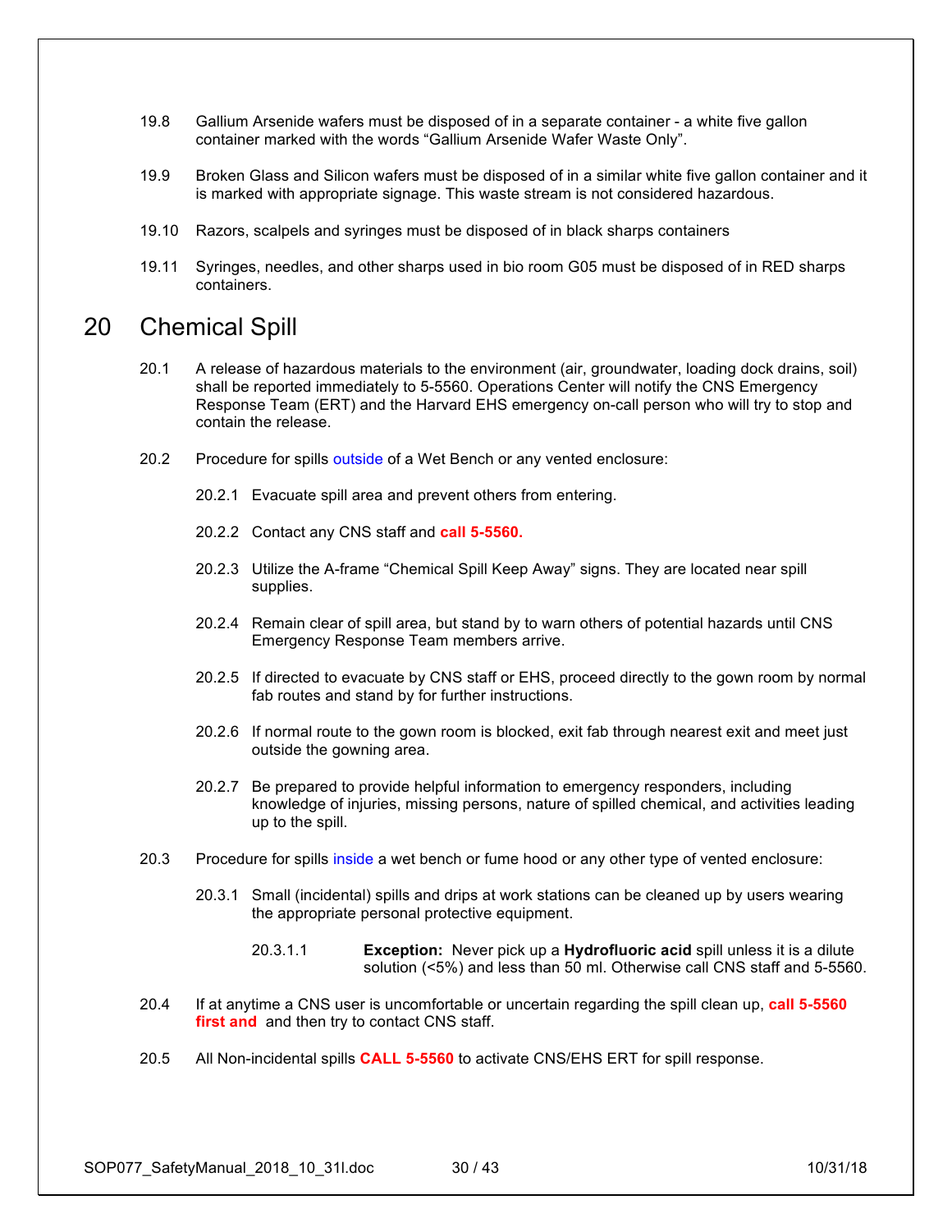19.8 Gallium Arsenide wafers must be disposed of in a separate container - a white five gallon container marked with the words “Gallium Arsenide Wafer Waste Only”.

19.9 Broken Glass and Silicon wafers must be disposed of in a similar white five gallon container and it is marked with appropriate signage. This waste stream is not considered hazardous.

19.10 Razors, scalpels and syringes must be disposed of in black sharps containers

19.11 Syringes, needles, and other sharps used in bio room G05 must be disposed of in RED sharps containers.

# 20 Chemical Spill

20.1 A release of hazardous materials to the environment (air, groundwater, loading dock drains, soil) shall be reported immediately to 5-5560. Operations Center will notify the CNS Emergency Response Team (ERT) and the Harvard EHS emergency on-call person who will try to stop and contain the release.

20.2 Procedure for spills outside of a Wet Bench or any vented enclosure:

20.2.1 Evacuate spill area and prevent others from entering.

20.2.2 Contact any CNS staff and **call 5-5560.**

20.2.3 Utilize the A-frame “Chemical Spill Keep Away” signs. They are located near spill supplies.

20.2.4 Remain clear of spill area, but stand by to warn others of potential hazards until CNS Emergency Response Team members arrive.

20.2.5 If directed to evacuate by CNS staff or EHS, proceed directly to the gown room by normal fab routes and stand by for further instructions.

20.2.6 If normal route to the gown room is blocked, exit fab through nearest exit and meet just outside the gowning area.

20.2.7 Be prepared to provide helpful information to emergency responders, including knowledge of injuries, missing persons, nature of spilled chemical, and activities leading up to the spill.

20.3 Procedure for spills inside a wet bench or fume hood or any other type of vented enclosure:

20.3.1 Small (incidental) spills and drips at work stations can be cleaned up by users wearing the appropriate personal protective equipment.

20.3.1.1 **Exception:** Never pick up a **Hydrofluoric acid** spill unless it is a dilute solution (<5%) and less than 50 ml. Otherwise call CNS staff and 5-5560.

20.4 If at anytime a CNS user is uncomfortable or uncertain regarding the spill clean up, **call 5-5560 first and** and then try to contact CNS staff.

20.5 All Non-incidental spills **CALL 5-5560** to activate CNS/EHS ERT for spill response.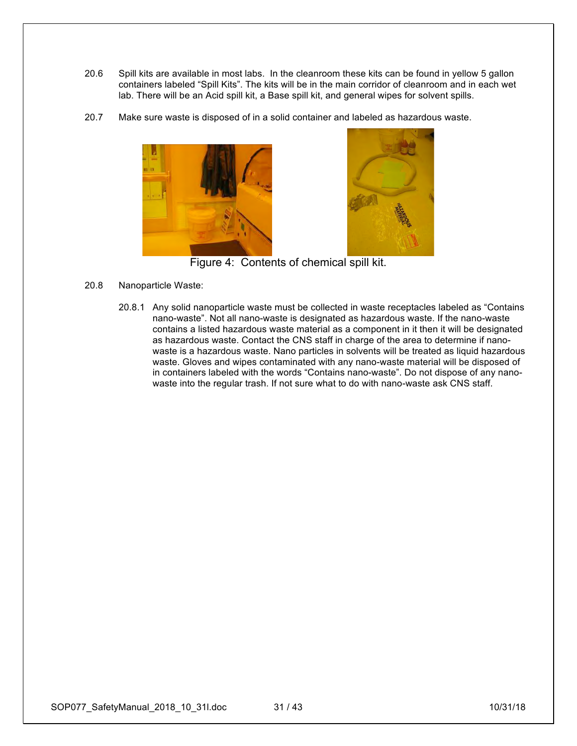20.6 Spill kits are available in most labs. In the cleanroom these kits can be found in yellow 5 gallon containers labeled “Spill Kits”. The kits will be in the main corridor of cleanroom and in each wet lab. There will be an Acid spill kit, a Base spill kit, and general wipes for solvent spills.

20.7 Make sure waste is disposed of in a solid container and labeled as hazardous waste.

Figure 4: Contents of chemical spill kit.

20.8 Nanoparticle Waste:

20.8.1 Any solid nanoparticle waste must be collected in waste receptacles labeled as “Contains nano-waste”. Not all nano-waste is designated as hazardous waste. If the nano-waste contains a listed hazardous waste material as a component in it then it will be designated as hazardous waste. Contact the CNS staff in charge of the area to determine if nano-waste is a hazardous waste. Nano particles in solvents will be treated as liquid hazardous waste. Gloves and wipes contaminated with any nano-waste material will be disposed of in containers labeled with the words “Contains nano-waste”. Do not dispose of any nano-waste into the regular trash. If not sure what to do with nano-waste ask CNS staff.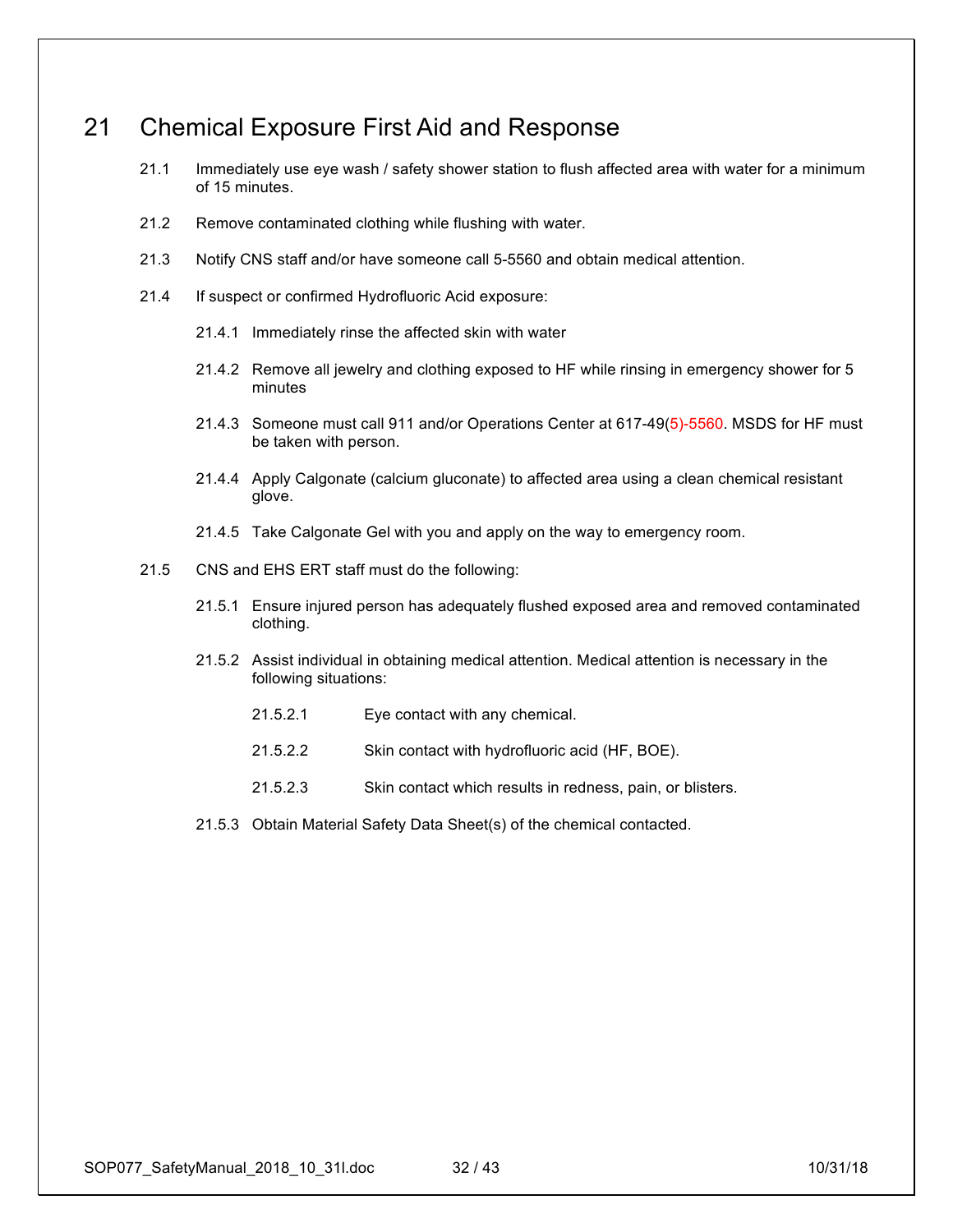# 21 Chemical Exposure First Aid and Response

21.1 Immediately use eye wash / safety shower station to flush affected area with water for a minimum of 15 minutes.

21.2 Remove contaminated clothing while flushing with water.

21.3 Notify CNS staff and/or have someone call 5-5560 and obtain medical attention.

21.4 If suspect or confirmed Hydrofluoric Acid exposure:

21.4.1 Immediately rinse the affected skin with water

21.4.2 Remove all jewelry and clothing exposed to HF while rinsing in emergency shower for 5 minutes

21.4.3 Someone must call 911 and/or Operations Center at 617-49(5)-5560. MSDS for HF must be taken with person.

21.4.4 Apply Calgonate (calcium gluconate) to affected area using a clean chemical resistant glove.

21.4.5 Take Calgonate Gel with you and apply on the way to emergency room.

21.5 CNS and EHS ERT staff must do the following:

21.5.1 Ensure injured person has adequately flushed exposed area and removed contaminated clothing.

21.5.2 Assist individual in obtaining medical attention. Medical attention is necessary in the following situations:

21.5.2.1 Eye contact with any chemical.

21.5.2.2 Skin contact with hydrofluoric acid (HF, BOE).

21.5.2.3 Skin contact which results in redness, pain, or blisters.

21.5.3 Obtain Material Safety Data Sheet(s) of the chemical contacted.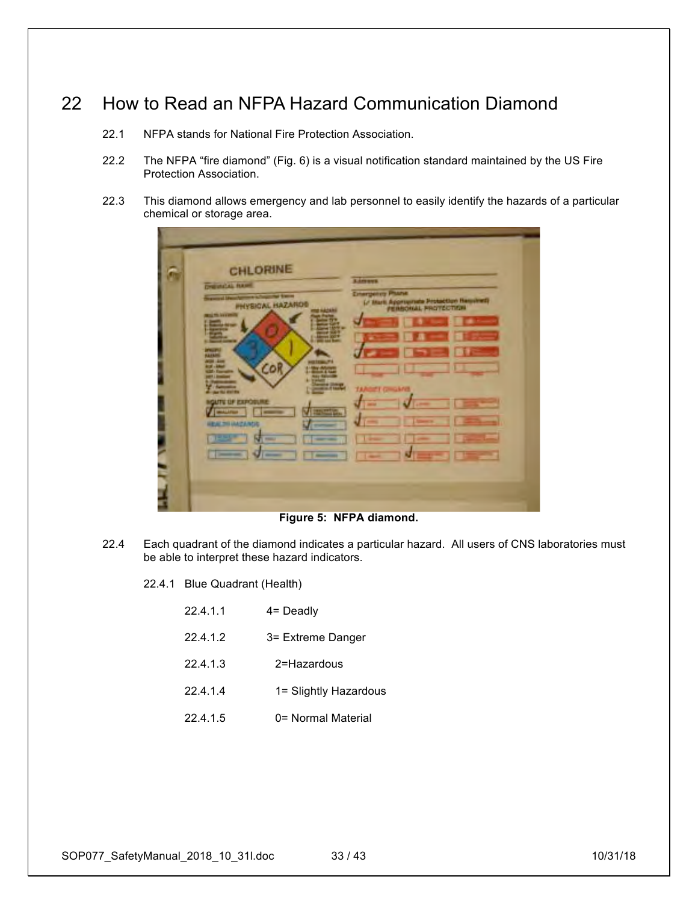# 22 How to Read an NFPA Hazard Communication Diamond

22.1 NFPA stands for National Fire Protection Association.

22.2 The NFPA "fire diamond" (Fig. 6) is a visual notification standard maintained by the US Fire Protection Association.

22.3 This diamond allows emergency and lab personnel to easily identify the hazards of a particular chemical or storage area.

**Figure 5: NFPA diamond.**

22.4 Each quadrant of the diamond indicates a particular hazard. All users of CNS laboratories must be able to interpret these hazard indicators.

22.4.1 Blue Quadrant (Health)

22.4.1.1 4= Deadly

22.4.1.2 3= Extreme Danger

22.4.1.3 2=Hazardous

22.4.1.4 1= Slightly Hazardous

22.4.1.5 0= Normal Material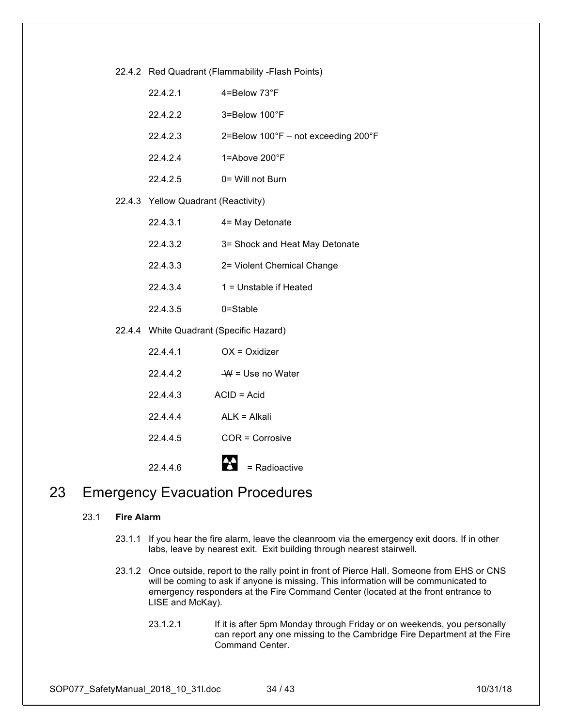22.4.2 Red Quadrant (Flammability -Flash Points)

- 22.4.2.1 4=Below 73°F
- 22.4.2.2 3=Below 100°F
- 22.4.2.3 2=Below 100°F – not exceeding 200°F
- 22.4.2.4 1=Above 200°F
- 22.4.2.5 0= Will not Burn

22.4.3 Yellow Quadrant (Reactivity)

- 22.4.3.1 4= May Detonate
- 22.4.3.2 3= Shock and Heat May Detonate
- 22.4.3.3 2= Violent Chemical Change
- 22.4.3.4 1 = Unstable if Heated
- 22.4.3.5 0=Stable

22.4.4 White Quadrant (Specific Hazard)

- 22.4.4.1 OX = Oxidizer
- 22.4.4.2 ~~W~~ = Use no Water
- 22.4.4.3 ACID = Acid
- 22.4.4.4 ALK = Alkali
- 22.4.4.5 COR = Corrosive
- 22.4.4.6 ☢ = Radioactive

# 23 Emergency Evacuation Procedures

## 23.1 Fire Alarm

23.1.1 If you hear the fire alarm, leave the cleanroom via the emergency exit doors. If in other labs, leave by nearest exit. Exit building through nearest stairwell.

23.1.2 Once outside, report to the rally point in front of Pierce Hall. Someone from EHS or CNS will be coming to ask if anyone is missing. This information will be communicated to emergency responders at the Fire Command Center (located at the front entrance to LISE and McKay).

23.1.2.1 If it is after 5pm Monday through Friday or on weekends, you personally can report any one missing to the Cambridge Fire Department at the Fire Command Center.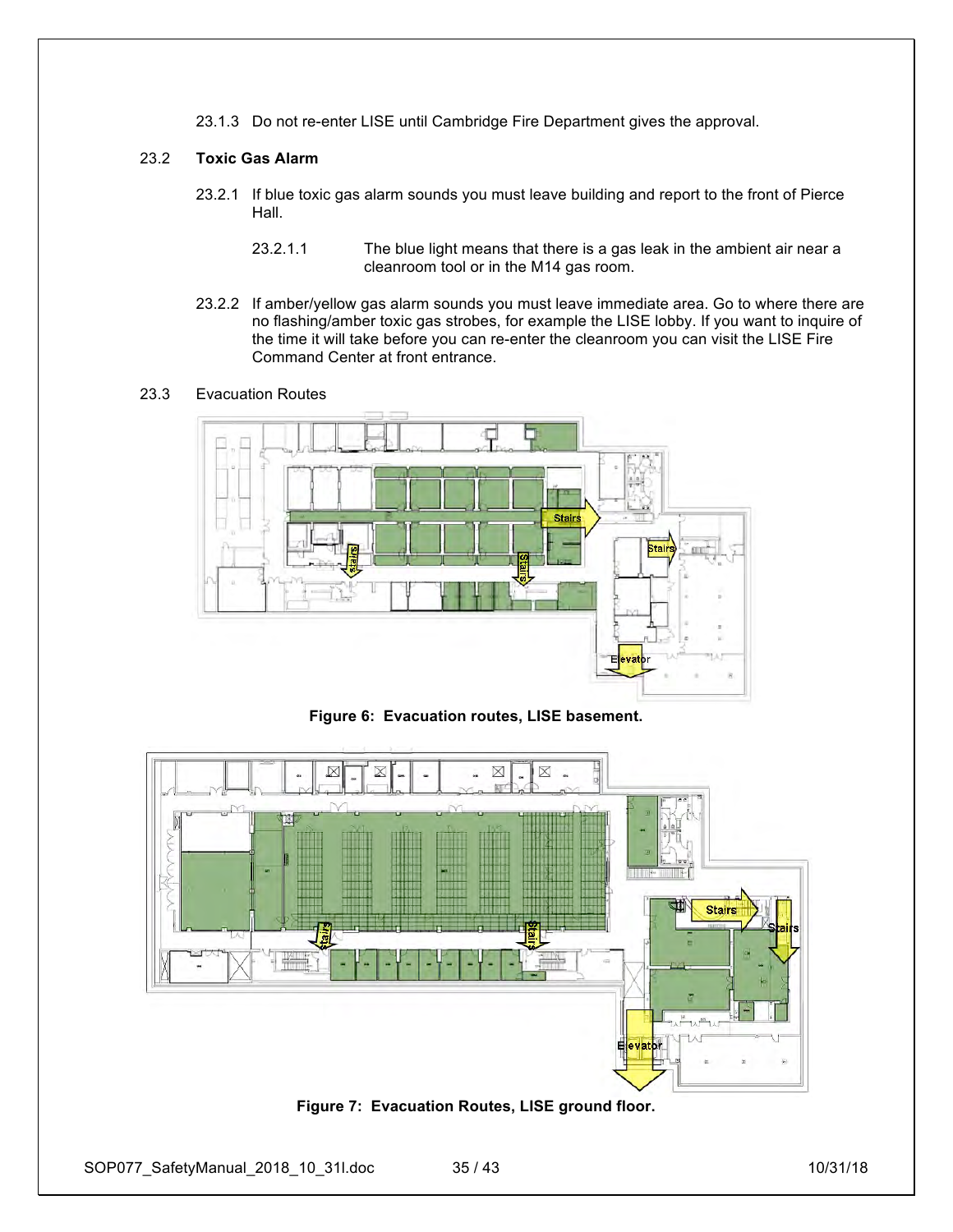23.1.3 Do not re-enter LISE until Cambridge Fire Department gives the approval.

## 23.2 Toxic Gas Alarm

23.2.1 If blue toxic gas alarm sounds you must leave building and report to the front of Pierce Hall.

23.2.1.1 The blue light means that there is a gas leak in the ambient air near a cleanroom tool or in the M14 gas room.

23.2.2 If amber/yellow gas alarm sounds you must leave immediate area. Go to where there are no flashing/amber toxic gas strobes, for example the LISE lobby. If you want to inquire of the time it will take before you can re-enter the cleanroom you can visit the LISE Fire Command Center at front entrance.

## 23.3 Evacuation Routes

**Figure 6: Evacuation routes, LISE basement.**

**Figure 7: Evacuation Routes, LISE ground floor.**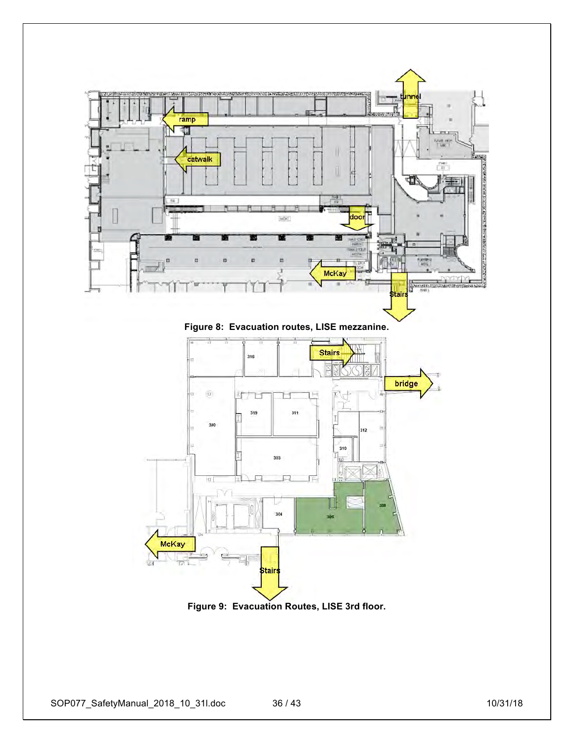Figure 8: Evacuation routes, LISE mezzanine.

Figure 9: Evacuation Routes, LISE 3rd floor.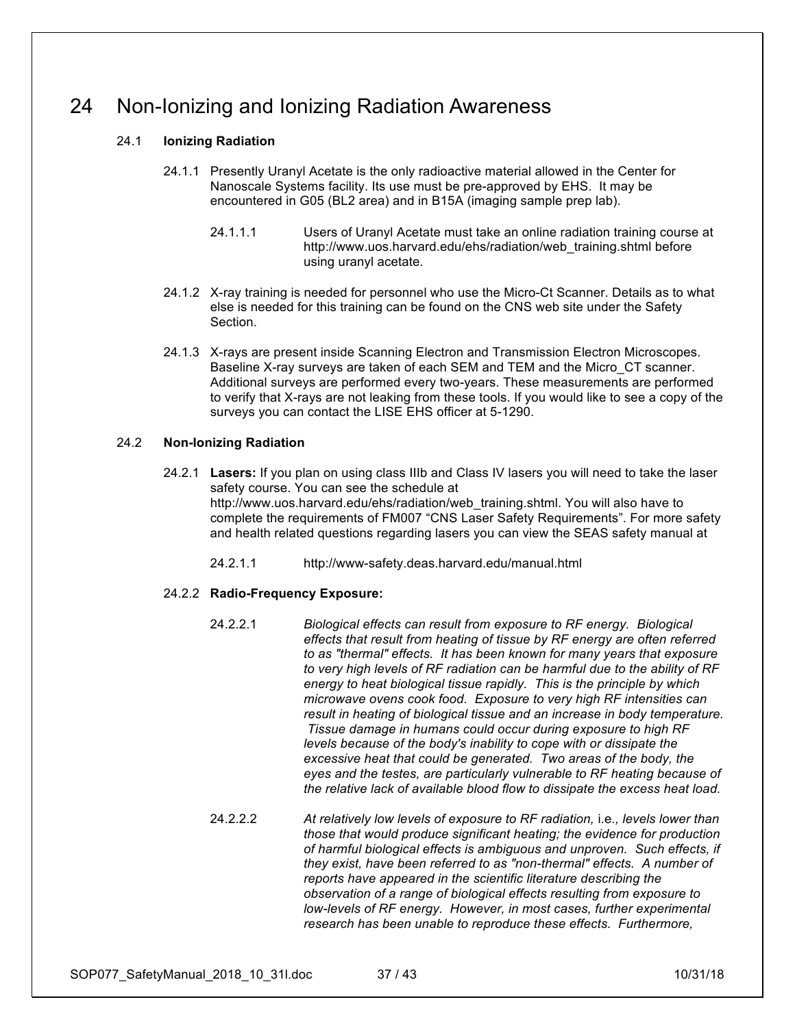# 24 Non-Ionizing and Ionizing Radiation Awareness

## 24.1 **Ionizing Radiation**

24.1.1 Presently Uranyl Acetate is the only radioactive material allowed in the Center for Nanoscale Systems facility. Its use must be pre-approved by EHS. It may be encountered in G05 (BL2 area) and in B15A (imaging sample prep lab).

24.1.1.1 Users of Uranyl Acetate must take an online radiation training course at http://www.uos.harvard.edu/ehs/radiation/web_training.shtml before using uranyl acetate.

24.1.2 X-ray training is needed for personnel who use the Micro-Ct Scanner. Details as to what else is needed for this training can be found on the CNS web site under the Safety Section.

24.1.3 X-rays are present inside Scanning Electron and Transmission Electron Microscopes. Baseline X-ray surveys are taken of each SEM and TEM and the Micro_CT scanner. Additional surveys are performed every two-years. These measurements are performed to verify that X-rays are not leaking from these tools. If you would like to see a copy of the surveys you can contact the LISE EHS officer at 5-1290.

## 24.2 **Non-Ionizing Radiation**

24.2.1 **Lasers:** If you plan on using class IIIb and Class IV lasers you will need to take the laser safety course. You can see the schedule at http://www.uos.harvard.edu/ehs/radiation/web_training.shtml. You will also have to complete the requirements of FM007 "CNS Laser Safety Requirements". For more safety and health related questions regarding lasers you can view the SEAS safety manual at

24.2.1.1 http://www-safety.deas.harvard.edu/manual.html

24.2.2 **Radio-Frequency Exposure:**

24.2.2.1 *Biological effects can result from exposure to RF energy. Biological effects that result from heating of tissue by RF energy are often referred to as "thermal" effects. It has been known for many years that exposure to very high levels of RF radiation can be harmful due to the ability of RF energy to heat biological tissue rapidly. This is the principle by which microwave ovens cook food. Exposure to very high RF intensities can result in heating of biological tissue and an increase in body temperature. Tissue damage in humans could occur during exposure to high RF levels because of the body's inability to cope with or dissipate the excessive heat that could be generated. Two areas of the body, the eyes and the testes, are particularly vulnerable to RF heating because of the relative lack of available blood flow to dissipate the excess heat load.*

24.2.2.2 *At relatively low levels of exposure to RF radiation,* i.e*., levels lower than those that would produce significant heating; the evidence for production of harmful biological effects is ambiguous and unproven. Such effects, if they exist, have been referred to as "non-thermal" effects. A number of reports have appeared in the scientific literature describing the observation of a range of biological effects resulting from exposure to low-levels of RF energy. However, in most cases, further experimental research has been unable to reproduce these effects. Furthermore,*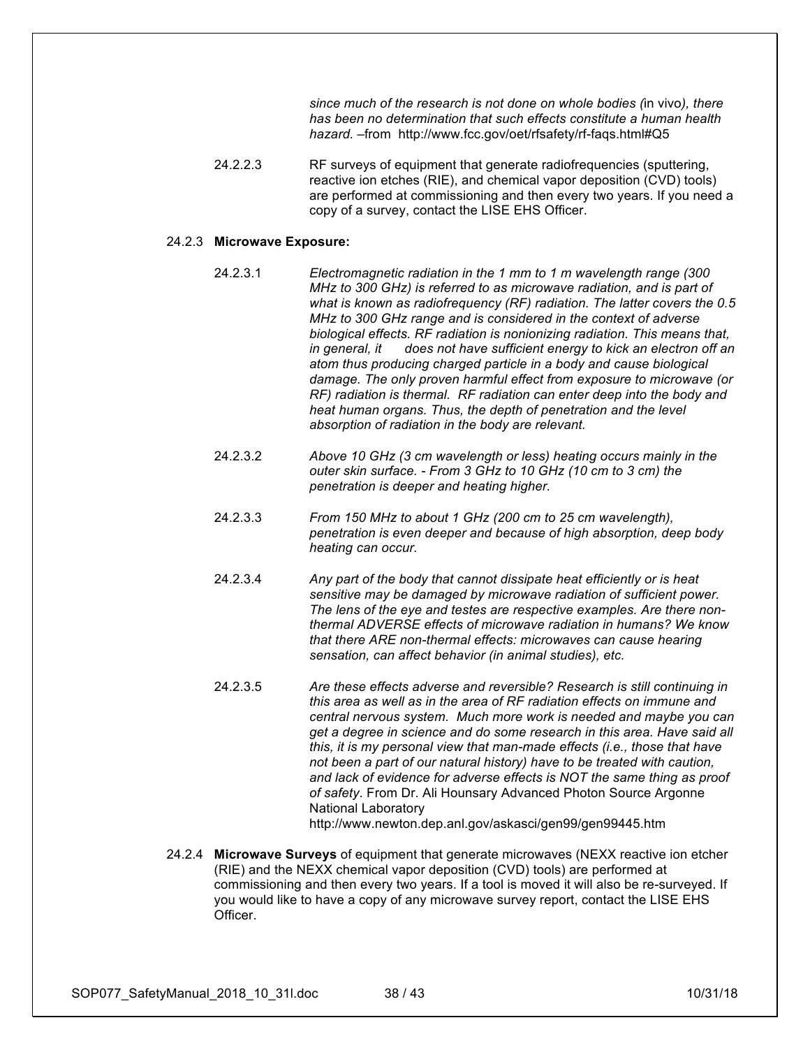*since much of the research is not done on whole bodies (*in vivo*), there has been no determination that such effects constitute a human health hazard.* –from http://www.fcc.gov/oet/rfsafety/rf-faqs.html#Q5

24.2.2.3 RF surveys of equipment that generate radiofrequencies (sputtering, reactive ion etches (RIE), and chemical vapor deposition (CVD) tools) are performed at commissioning and then every two years. If you need a copy of a survey, contact the LISE EHS Officer.

24.2.3 **Microwave Exposure:**

24.2.3.1 *Electromagnetic radiation in the 1 mm to 1 m wavelength range (300 MHz to 300 GHz) is referred to as microwave radiation, and is part of what is known as radiofrequency (RF) radiation. The latter covers the 0.5 MHz to 300 GHz range and is considered in the context of adverse biological effects. RF radiation is nonionizing radiation. This means that, in general, it does not have sufficient energy to kick an electron off an atom thus producing charged particle in a body and cause biological damage. The only proven harmful effect from exposure to microwave (or RF) radiation is thermal. RF radiation can enter deep into the body and heat human organs. Thus, the depth of penetration and the level absorption of radiation in the body are relevant.*

24.2.3.2 *Above 10 GHz (3 cm wavelength or less) heating occurs mainly in the outer skin surface. - From 3 GHz to 10 GHz (10 cm to 3 cm) the penetration is deeper and heating higher.*

24.2.3.3 *From 150 MHz to about 1 GHz (200 cm to 25 cm wavelength), penetration is even deeper and because of high absorption, deep body heating can occur.*

24.2.3.4 *Any part of the body that cannot dissipate heat efficiently or is heat sensitive may be damaged by microwave radiation of sufficient power. The lens of the eye and testes are respective examples. Are there non-thermal ADVERSE effects of microwave radiation in humans? We know that there ARE non-thermal effects: microwaves can cause hearing sensation, can affect behavior (in animal studies), etc.*

24.2.3.5 *Are these effects adverse and reversible? Research is still continuing in this area as well as in the area of RF radiation effects on immune and central nervous system. Much more work is needed and maybe you can get a degree in science and do some research in this area. Have said all this, it is my personal view that man-made effects (i.e., those that have not been a part of our natural history) have to be treated with caution, and lack of evidence for adverse effects is NOT the same thing as proof of safety*. From Dr. Ali Hounsary Advanced Photon Source Argonne National Laboratory http://www.newton.dep.anl.gov/askasci/gen99/gen99445.htm

24.2.4 **Microwave Surveys** of equipment that generate microwaves (NEXX reactive ion etcher (RIE) and the NEXX chemical vapor deposition (CVD) tools) are performed at commissioning and then every two years. If a tool is moved it will also be re-surveyed. If you would like to have a copy of any microwave survey report, contact the LISE EHS Officer.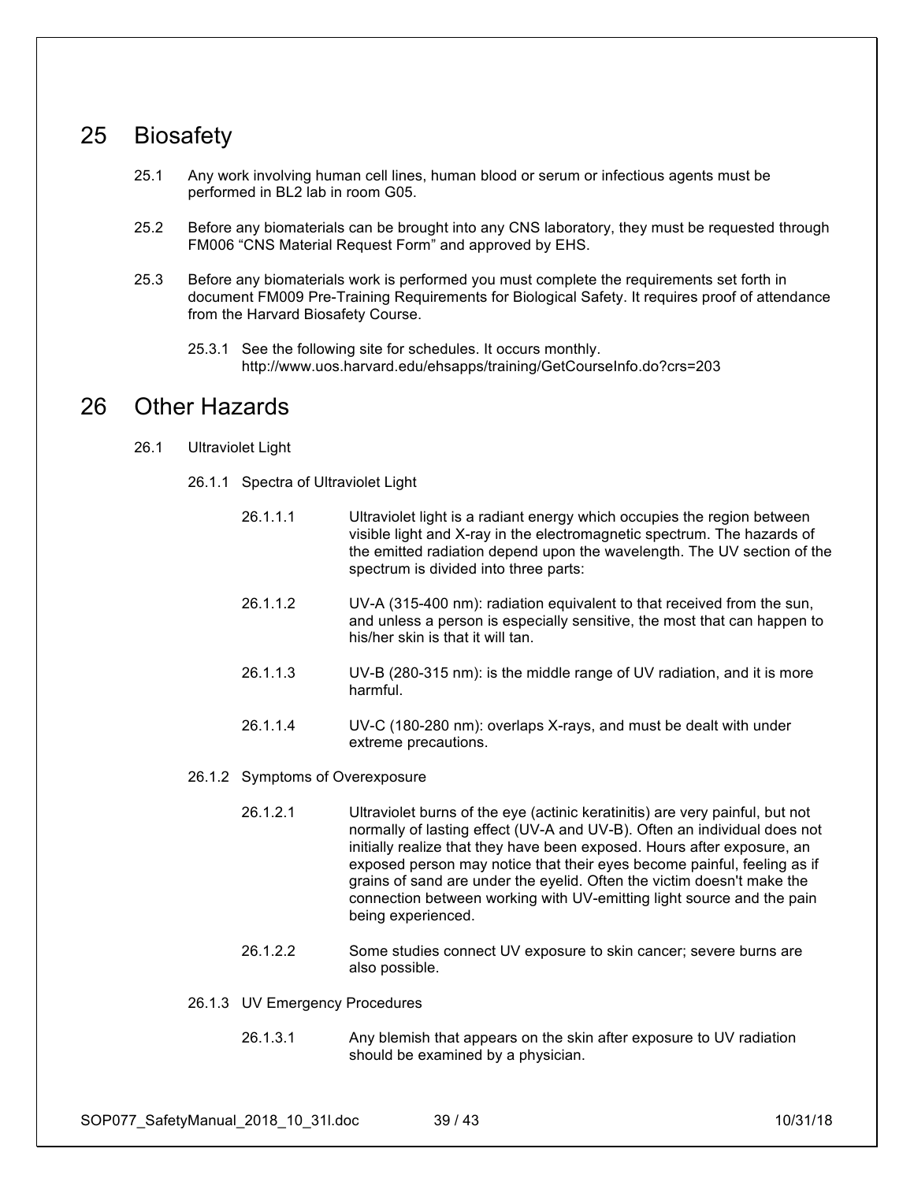# 25 Biosafety

25.1 Any work involving human cell lines, human blood or serum or infectious agents must be performed in BL2 lab in room G05.

25.2 Before any biomaterials can be brought into any CNS laboratory, they must be requested through FM006 "CNS Material Request Form" and approved by EHS.

25.3 Before any biomaterials work is performed you must complete the requirements set forth in document FM009 Pre-Training Requirements for Biological Safety. It requires proof of attendance from the Harvard Biosafety Course.

25.3.1 See the following site for schedules. It occurs monthly. http://www.uos.harvard.edu/ehsapps/training/GetCourseInfo.do?crs=203

# 26 Other Hazards

26.1 Ultraviolet Light

26.1.1 Spectra of Ultraviolet Light

26.1.1.1 Ultraviolet light is a radiant energy which occupies the region between visible light and X-ray in the electromagnetic spectrum. The hazards of the emitted radiation depend upon the wavelength. The UV section of the spectrum is divided into three parts:

26.1.1.2 UV-A (315-400 nm): radiation equivalent to that received from the sun, and unless a person is especially sensitive, the most that can happen to his/her skin is that it will tan.

26.1.1.3 UV-B (280-315 nm): is the middle range of UV radiation, and it is more harmful.

26.1.1.4 UV-C (180-280 nm): overlaps X-rays, and must be dealt with under extreme precautions.

26.1.2 Symptoms of Overexposure

26.1.2.1 Ultraviolet burns of the eye (actinic keratinitis) are very painful, but not normally of lasting effect (UV-A and UV-B). Often an individual does not initially realize that they have been exposed. Hours after exposure, an exposed person may notice that their eyes become painful, feeling as if grains of sand are under the eyelid. Often the victim doesn't make the connection between working with UV-emitting light source and the pain being experienced.

26.1.2.2 Some studies connect UV exposure to skin cancer; severe burns are also possible.

26.1.3 UV Emergency Procedures

26.1.3.1 Any blemish that appears on the skin after exposure to UV radiation should be examined by a physician.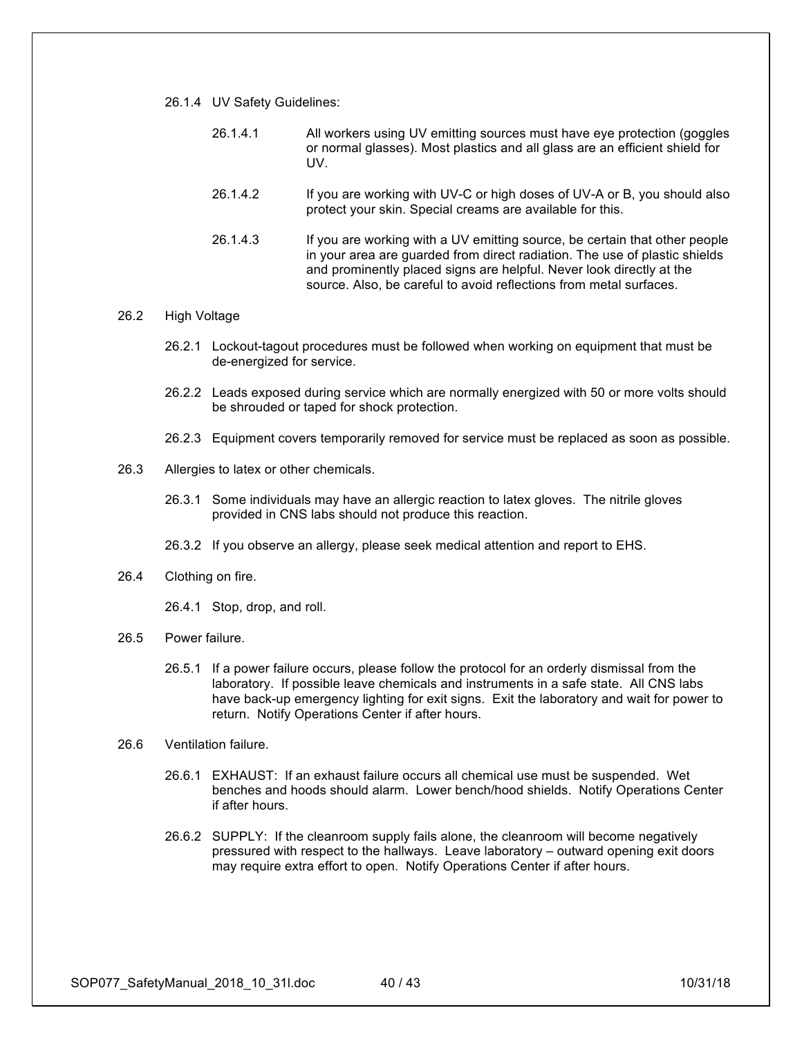26.1.4 UV Safety Guidelines:

26.1.4.1 All workers using UV emitting sources must have eye protection (goggles or normal glasses). Most plastics and all glass are an efficient shield for UV.

26.1.4.2 If you are working with UV-C or high doses of UV-A or B, you should also protect your skin. Special creams are available for this.

26.1.4.3 If you are working with a UV emitting source, be certain that other people in your area are guarded from direct radiation. The use of plastic shields and prominently placed signs are helpful. Never look directly at the source. Also, be careful to avoid reflections from metal surfaces.

## 26.2 High Voltage

26.2.1 Lockout-tagout procedures must be followed when working on equipment that must be de-energized for service.

26.2.2 Leads exposed during service which are normally energized with 50 or more volts should be shrouded or taped for shock protection.

26.2.3 Equipment covers temporarily removed for service must be replaced as soon as possible.

## 26.3 Allergies to latex or other chemicals.

26.3.1 Some individuals may have an allergic reaction to latex gloves. The nitrile gloves provided in CNS labs should not produce this reaction.

26.3.2 If you observe an allergy, please seek medical attention and report to EHS.

## 26.4 Clothing on fire.

26.4.1 Stop, drop, and roll.

## 26.5 Power failure.

26.5.1 If a power failure occurs, please follow the protocol for an orderly dismissal from the laboratory. If possible leave chemicals and instruments in a safe state. All CNS labs have back-up emergency lighting for exit signs. Exit the laboratory and wait for power to return. Notify Operations Center if after hours.

## 26.6 Ventilation failure.

26.6.1 EXHAUST: If an exhaust failure occurs all chemical use must be suspended. Wet benches and hoods should alarm. Lower bench/hood shields. Notify Operations Center if after hours.

26.6.2 SUPPLY: If the cleanroom supply fails alone, the cleanroom will become negatively pressured with respect to the hallways. Leave laboratory – outward opening exit doors may require extra effort to open. Notify Operations Center if after hours.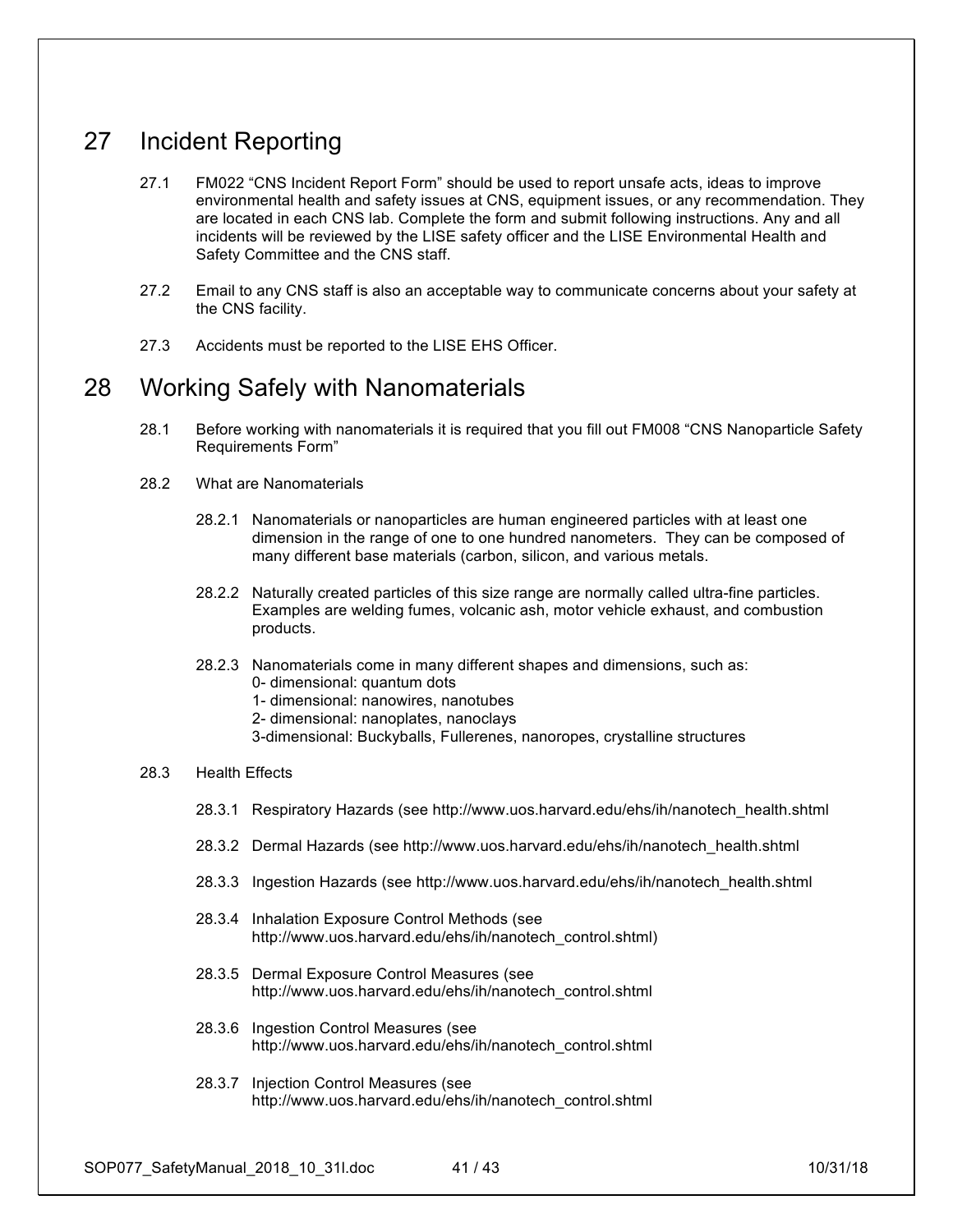# 27 Incident Reporting

27.1 FM022 “CNS Incident Report Form” should be used to report unsafe acts, ideas to improve environmental health and safety issues at CNS, equipment issues, or any recommendation. They are located in each CNS lab. Complete the form and submit following instructions. Any and all incidents will be reviewed by the LISE safety officer and the LISE Environmental Health and Safety Committee and the CNS staff.

27.2 Email to any CNS staff is also an acceptable way to communicate concerns about your safety at the CNS facility.

27.3 Accidents must be reported to the LISE EHS Officer.

# 28 Working Safely with Nanomaterials

28.1 Before working with nanomaterials it is required that you fill out FM008 “CNS Nanoparticle Safety Requirements Form”

28.2 What are Nanomaterials

28.2.1 Nanomaterials or nanoparticles are human engineered particles with at least one dimension in the range of one to one hundred nanometers. They can be composed of many different base materials (carbon, silicon, and various metals.

28.2.2 Naturally created particles of this size range are normally called ultra-fine particles. Examples are welding fumes, volcanic ash, motor vehicle exhaust, and combustion products.

28.2.3 Nanomaterials come in many different shapes and dimensions, such as:
0- dimensional: quantum dots
1- dimensional: nanowires, nanotubes
2- dimensional: nanoplates, nanoclays
3-dimensional: Buckyballs, Fullerenes, nanoropes, crystalline structures

28.3 Health Effects

28.3.1 Respiratory Hazards (see http://www.uos.harvard.edu/ehs/ih/nanotech_health.shtml

28.3.2 Dermal Hazards (see http://www.uos.harvard.edu/ehs/ih/nanotech_health.shtml

28.3.3 Ingestion Hazards (see http://www.uos.harvard.edu/ehs/ih/nanotech_health.shtml

28.3.4 Inhalation Exposure Control Methods (see http://www.uos.harvard.edu/ehs/ih/nanotech_control.shtml)

28.3.5 Dermal Exposure Control Measures (see http://www.uos.harvard.edu/ehs/ih/nanotech_control.shtml

28.3.6 Ingestion Control Measures (see http://www.uos.harvard.edu/ehs/ih/nanotech_control.shtml

28.3.7 Injection Control Measures (see http://www.uos.harvard.edu/ehs/ih/nanotech_control.shtml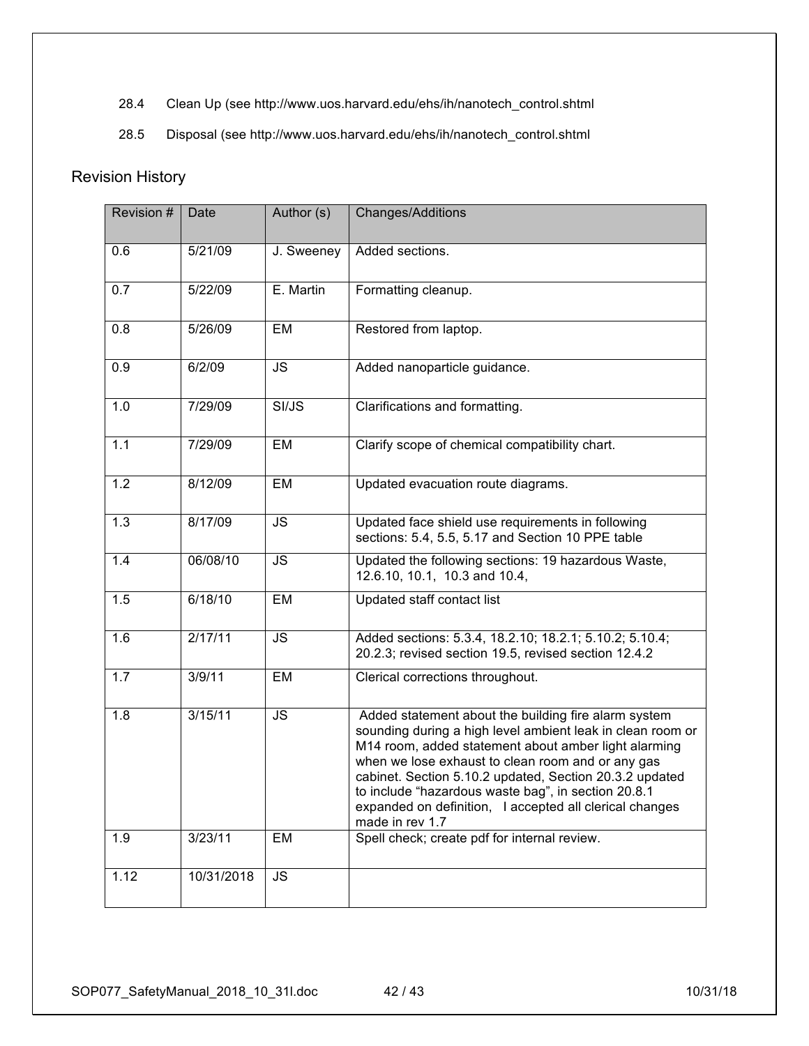28.4 Clean Up (see http://www.uos.harvard.edu/ehs/ih/nanotech_control.shtml

28.5 Disposal (see http://www.uos.harvard.edu/ehs/ih/nanotech_control.shtml

## Revision History

| Revision # | Date | Author (s) | Changes/Additions |
|---|---|---|---|
| 0.6 | 5/21/09 | J. Sweeney | Added sections. |
| 0.7 | 5/22/09 | E. Martin | Formatting cleanup. |
| 0.8 | 5/26/09 | EM | Restored from laptop. |
| 0.9 | 6/2/09 | JS | Added nanoparticle guidance. |
| 1.0 | 7/29/09 | SI/JS | Clarifications and formatting. |
| 1.1 | 7/29/09 | EM | Clarify scope of chemical compatibility chart. |
| 1.2 | 8/12/09 | EM | Updated evacuation route diagrams. |
| 1.3 | 8/17/09 | JS | Updated face shield use requirements in following sections: 5.4, 5.5, 5.17 and Section 10 PPE table |
| 1.4 | 06/08/10 | JS | Updated the following sections: 19 hazardous Waste, 12.6.10, 10.1, 10.3 and 10.4, |
| 1.5 | 6/18/10 | EM | Updated staff contact list |
| 1.6 | 2/17/11 | JS | Added sections: 5.3.4, 18.2.10; 18.2.1; 5.10.2; 5.10.4; 20.2.3; revised section 19.5, revised section 12.4.2 |
| 1.7 | 3/9/11 | EM | Clerical corrections throughout. |
| 1.8 | 3/15/11 | JS | Added statement about the building fire alarm system sounding during a high level ambient leak in clean room or M14 room, added statement about amber light alarming when we lose exhaust to clean room and or any gas cabinet. Section 5.10.2 updated, Section 20.3.2 updated to include "hazardous waste bag", in section 20.8.1 expanded on definition, I accepted all clerical changes made in rev 1.7 |
| 1.9 | 3/23/11 | EM | Spell check; create pdf for internal review. |
| 1.12 | 10/31/2018 | JS | |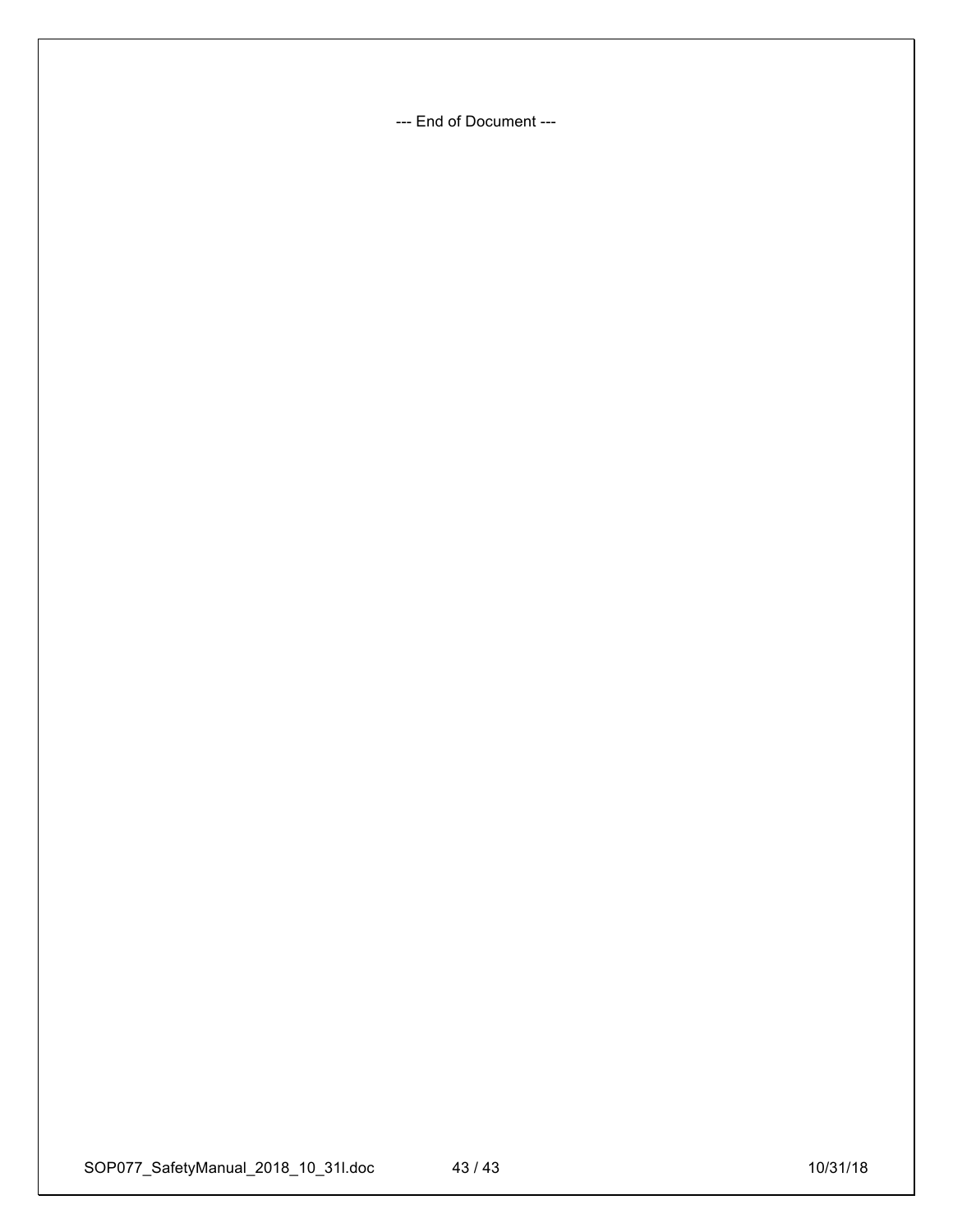--- End of Document ---